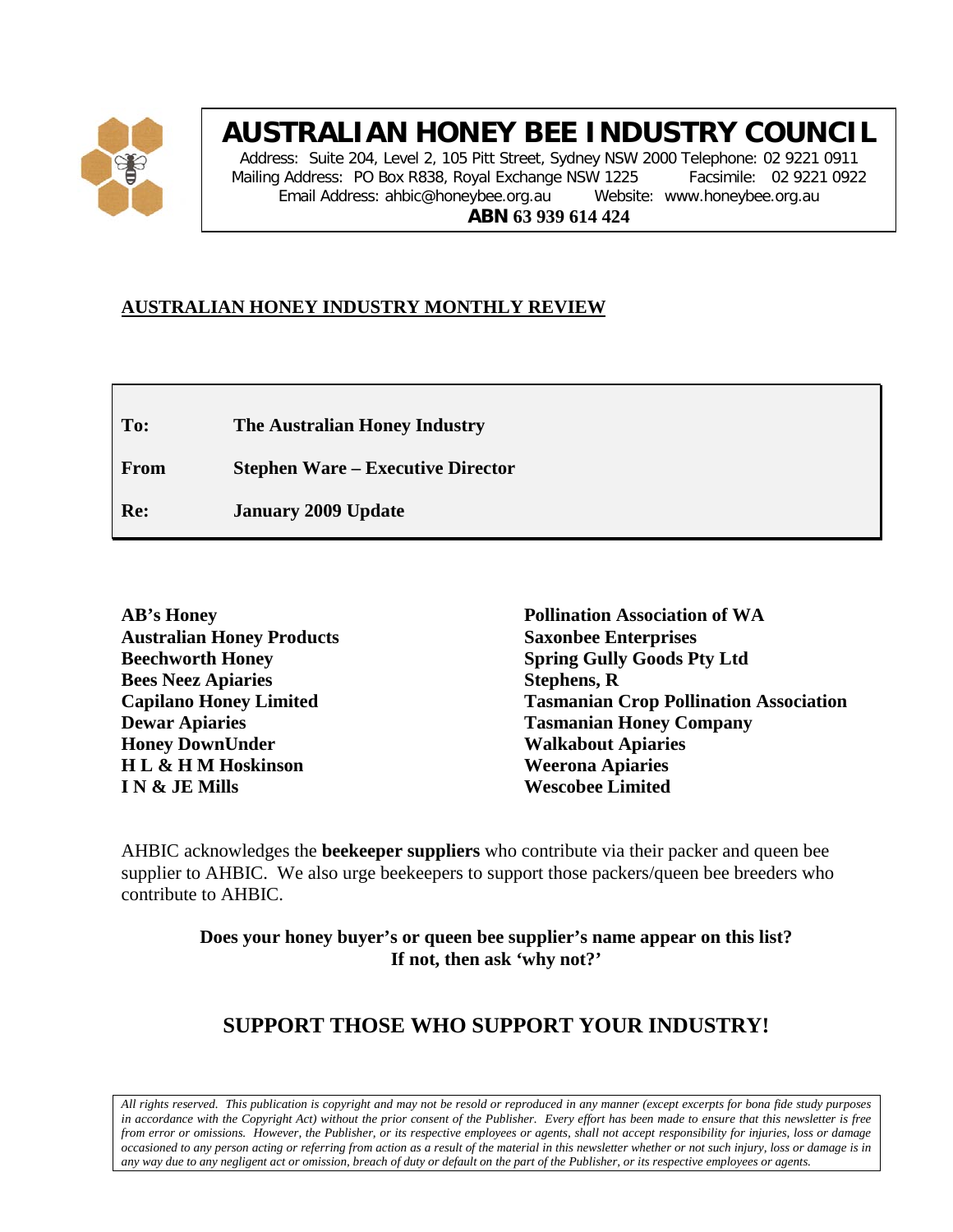# AUSTRALIAN HONEY BEE INDUSTRY COUNCIL

Address: Suite 204, Level 2, 105 Pitt Street, Sydney NSW 2000 Telephone: 02 9221 0911
Mailing Address: PO Box R838, Royal Exchange NSW 1225 Facsimile: 02 9221 0922
Email Address: ahbic@honeybee.org.au Website: www.honeybee.org.au
**ABN 63 939 614 424**

## AUSTRALIAN HONEY INDUSTRY MONTHLY REVIEW

| | |
|---|---|
| **To:** | **The Australian Honey Industry** |
| **From** | **Stephen Ware – Executive Director** |
| **Re:** | **January 2009 Update** |

**AB's Honey**
**Australian Honey Products**
**Beechworth Honey**
**Bees Neez Apiaries**
**Capilano Honey Limited**
**Dewar Apiaries**
**Honey DownUnder**
**H L & H M Hoskinson**
**I N & JE Mills**
**Pollination Association of WA**
**Saxonbee Enterprises**
**Spring Gully Goods Pty Ltd**
**Stephens, R**
**Tasmanian Crop Pollination Association**
**Tasmanian Honey Company**
**Walkabout Apiaries**
**Weerona Apiaries**
**Wescobee Limited**

AHBIC acknowledges the **beekeeper suppliers** who contribute via their packer and queen bee supplier to AHBIC. We also urge beekeepers to support those packers/queen bee breeders who contribute to AHBIC.

**Does your honey buyer's or queen bee supplier's name appear on this list?**
**If not, then ask 'why not?'**

## SUPPORT THOSE WHO SUPPORT YOUR INDUSTRY!

*All rights reserved. This publication is copyright and may not be resold or reproduced in any manner (except excerpts for bona fide study purposes in accordance with the Copyright Act) without the prior consent of the Publisher. Every effort has been made to ensure that this newsletter is free from error or omissions. However, the Publisher, or its respective employees or agents, shall not accept responsibility for injuries, loss or damage occasioned to any person acting or referring from action as a result of the material in this newsletter whether or not such injury, loss or damage is in any way due to any negligent act or omission, breach of duty or default on the part of the Publisher, or its respective employees or agents.*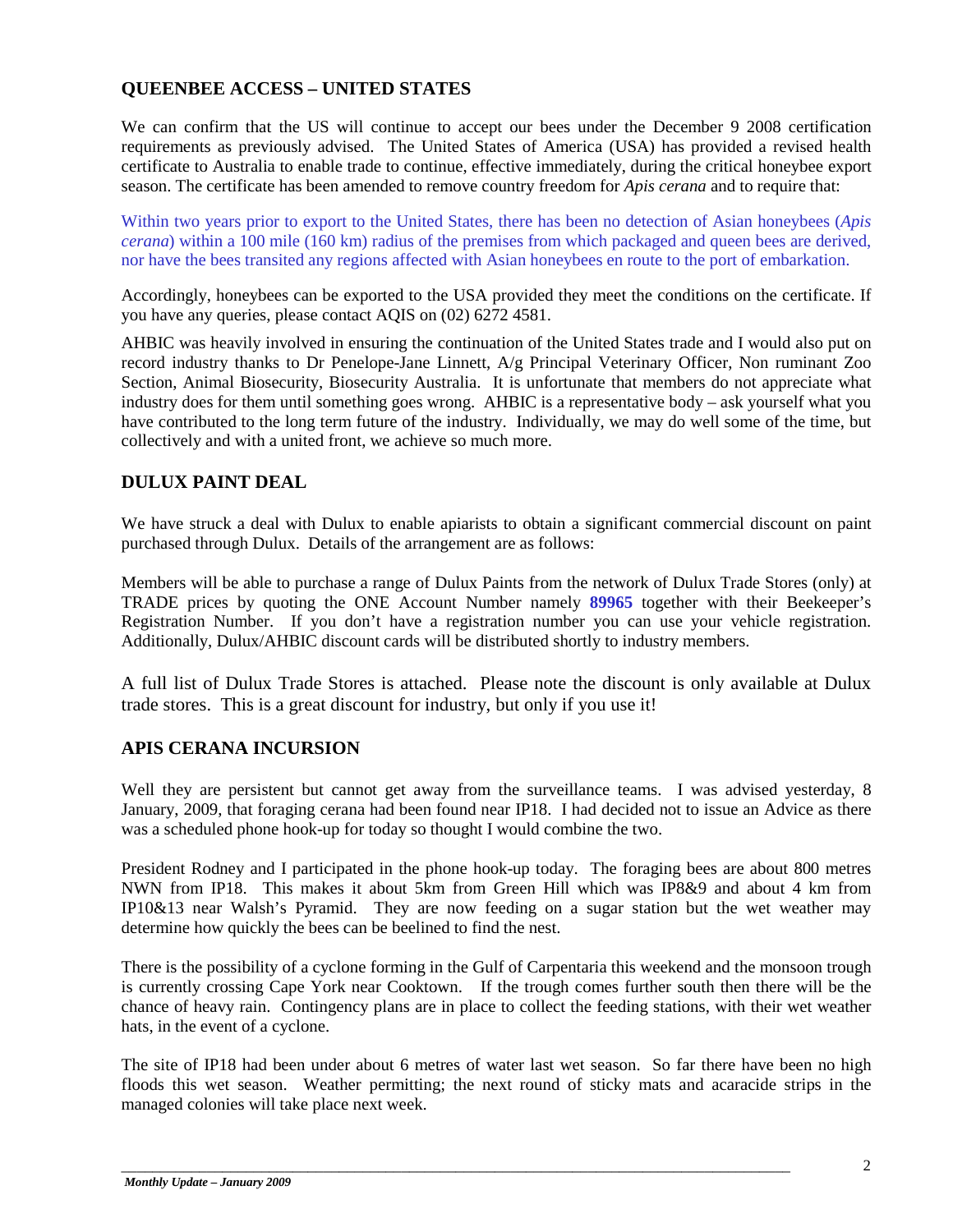## QUEENBEE ACCESS – UNITED STATES

We can confirm that the US will continue to accept our bees under the December 9 2008 certification requirements as previously advised. The United States of America (USA) has provided a revised health certificate to Australia to enable trade to continue, effective immediately, during the critical honeybee export season. The certificate has been amended to remove country freedom for *Apis cerana* and to require that:

Within two years prior to export to the United States, there has been no detection of Asian honeybees (*Apis cerana*) within a 100 mile (160 km) radius of the premises from which packaged and queen bees are derived, nor have the bees transited any regions affected with Asian honeybees en route to the port of embarkation.

Accordingly, honeybees can be exported to the USA provided they meet the conditions on the certificate. If you have any queries, please contact AQIS on (02) 6272 4581.

AHBIC was heavily involved in ensuring the continuation of the United States trade and I would also put on record industry thanks to Dr Penelope-Jane Linnett, A/g Principal Veterinary Officer, Non ruminant Zoo Section, Animal Biosecurity, Biosecurity Australia. It is unfortunate that members do not appreciate what industry does for them until something goes wrong. AHBIC is a representative body – ask yourself what you have contributed to the long term future of the industry. Individually, we may do well some of the time, but collectively and with a united front, we achieve so much more.

## DULUX PAINT DEAL

We have struck a deal with Dulux to enable apiarists to obtain a significant commercial discount on paint purchased through Dulux. Details of the arrangement are as follows:

Members will be able to purchase a range of Dulux Paints from the network of Dulux Trade Stores (only) at TRADE prices by quoting the ONE Account Number namely **89965** together with their Beekeeper's Registration Number. If you don't have a registration number you can use your vehicle registration. Additionally, Dulux/AHBIC discount cards will be distributed shortly to industry members.

A full list of Dulux Trade Stores is attached. Please note the discount is only available at Dulux trade stores. This is a great discount for industry, but only if you use it!

## APIS CERANA INCURSION

Well they are persistent but cannot get away from the surveillance teams. I was advised yesterday, 8 January, 2009, that foraging cerana had been found near IP18. I had decided not to issue an Advice as there was a scheduled phone hook-up for today so thought I would combine the two.

President Rodney and I participated in the phone hook-up today. The foraging bees are about 800 metres NWN from IP18. This makes it about 5km from Green Hill which was IP8&9 and about 4 km from IP10&13 near Walsh's Pyramid. They are now feeding on a sugar station but the wet weather may determine how quickly the bees can be beelined to find the nest.

There is the possibility of a cyclone forming in the Gulf of Carpentaria this weekend and the monsoon trough is currently crossing Cape York near Cooktown. If the trough comes further south then there will be the chance of heavy rain. Contingency plans are in place to collect the feeding stations, with their wet weather hats, in the event of a cyclone.

The site of IP18 had been under about 6 metres of water last wet season. So far there have been no high floods this wet season. Weather permitting; the next round of sticky mats and acaracide strips in the managed colonies will take place next week.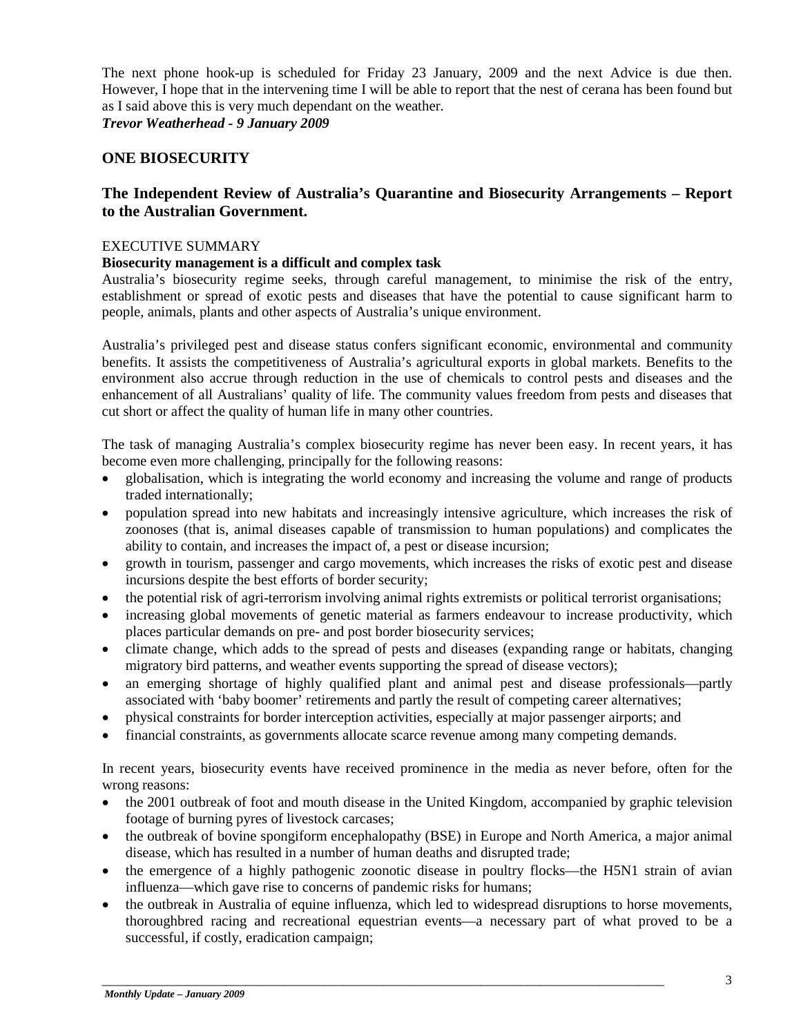The next phone hook-up is scheduled for Friday 23 January, 2009 and the next Advice is due then. However, I hope that in the intervening time I will be able to report that the nest of cerana has been found but as I said above this is very much dependant on the weather.

***Trevor Weatherhead - 9 January 2009***

## ONE BIOSECURITY

## The Independent Review of Australia's Quarantine and Biosecurity Arrangements – Report to the Australian Government.

EXECUTIVE SUMMARY

**Biosecurity management is a difficult and complex task**

Australia's biosecurity regime seeks, through careful management, to minimise the risk of the entry, establishment or spread of exotic pests and diseases that have the potential to cause significant harm to people, animals, plants and other aspects of Australia's unique environment.

Australia's privileged pest and disease status confers significant economic, environmental and community benefits. It assists the competitiveness of Australia's agricultural exports in global markets. Benefits to the environment also accrue through reduction in the use of chemicals to control pests and diseases and the enhancement of all Australians' quality of life. The community values freedom from pests and diseases that cut short or affect the quality of human life in many other countries.

The task of managing Australia's complex biosecurity regime has never been easy. In recent years, it has become even more challenging, principally for the following reasons:

- globalisation, which is integrating the world economy and increasing the volume and range of products traded internationally;
- population spread into new habitats and increasingly intensive agriculture, which increases the risk of zoonoses (that is, animal diseases capable of transmission to human populations) and complicates the ability to contain, and increases the impact of, a pest or disease incursion;
- growth in tourism, passenger and cargo movements, which increases the risks of exotic pest and disease incursions despite the best efforts of border security;
- the potential risk of agri-terrorism involving animal rights extremists or political terrorist organisations;
- increasing global movements of genetic material as farmers endeavour to increase productivity, which places particular demands on pre- and post border biosecurity services;
- climate change, which adds to the spread of pests and diseases (expanding range or habitats, changing migratory bird patterns, and weather events supporting the spread of disease vectors);
- an emerging shortage of highly qualified plant and animal pest and disease professionals—partly associated with 'baby boomer' retirements and partly the result of competing career alternatives;
- physical constraints for border interception activities, especially at major passenger airports; and
- financial constraints, as governments allocate scarce revenue among many competing demands.

In recent years, biosecurity events have received prominence in the media as never before, often for the wrong reasons:

- the 2001 outbreak of foot and mouth disease in the United Kingdom, accompanied by graphic television footage of burning pyres of livestock carcases;
- the outbreak of bovine spongiform encephalopathy (BSE) in Europe and North America, a major animal disease, which has resulted in a number of human deaths and disrupted trade;
- the emergence of a highly pathogenic zoonotic disease in poultry flocks—the H5N1 strain of avian influenza—which gave rise to concerns of pandemic risks for humans;
- the outbreak in Australia of equine influenza, which led to widespread disruptions to horse movements, thoroughbred racing and recreational equestrian events—a necessary part of what proved to be a successful, if costly, eradication campaign;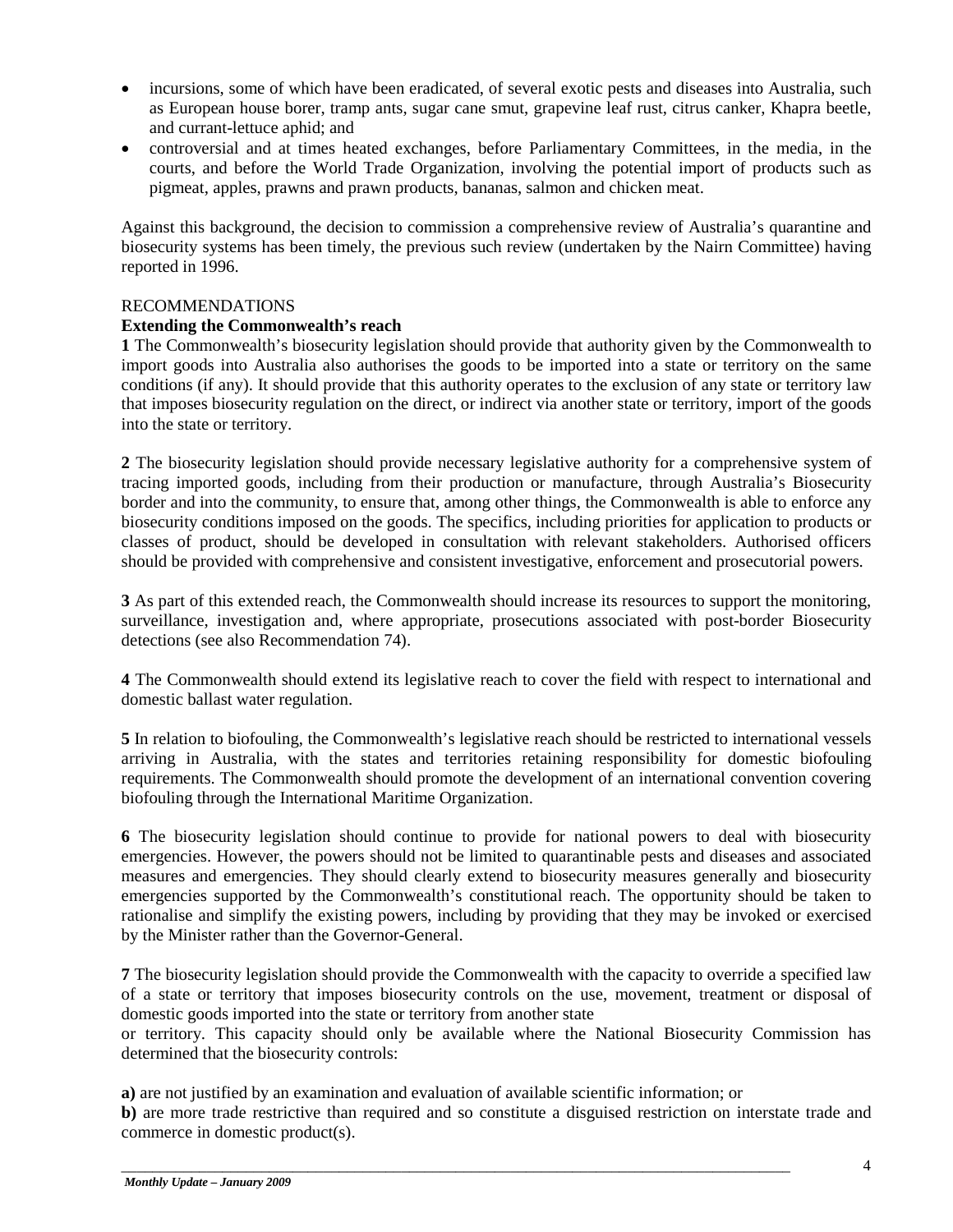- incursions, some of which have been eradicated, of several exotic pests and diseases into Australia, such as European house borer, tramp ants, sugar cane smut, grapevine leaf rust, citrus canker, Khapra beetle, and currant-lettuce aphid; and
- controversial and at times heated exchanges, before Parliamentary Committees, in the media, in the courts, and before the World Trade Organization, involving the potential import of products such as pigmeat, apples, prawns and prawn products, bananas, salmon and chicken meat.

Against this background, the decision to commission a comprehensive review of Australia's quarantine and biosecurity systems has been timely, the previous such review (undertaken by the Nairn Committee) having reported in 1996.

RECOMMENDATIONS

**Extending the Commonwealth's reach**

**1** The Commonwealth's biosecurity legislation should provide that authority given by the Commonwealth to import goods into Australia also authorises the goods to be imported into a state or territory on the same conditions (if any). It should provide that this authority operates to the exclusion of any state or territory law that imposes biosecurity regulation on the direct, or indirect via another state or territory, import of the goods into the state or territory.

**2** The biosecurity legislation should provide necessary legislative authority for a comprehensive system of tracing imported goods, including from their production or manufacture, through Australia's Biosecurity border and into the community, to ensure that, among other things, the Commonwealth is able to enforce any biosecurity conditions imposed on the goods. The specifics, including priorities for application to products or classes of product, should be developed in consultation with relevant stakeholders. Authorised officers should be provided with comprehensive and consistent investigative, enforcement and prosecutorial powers.

**3** As part of this extended reach, the Commonwealth should increase its resources to support the monitoring, surveillance, investigation and, where appropriate, prosecutions associated with post-border Biosecurity detections (see also Recommendation 74).

**4** The Commonwealth should extend its legislative reach to cover the field with respect to international and domestic ballast water regulation.

**5** In relation to biofouling, the Commonwealth's legislative reach should be restricted to international vessels arriving in Australia, with the states and territories retaining responsibility for domestic biofouling requirements. The Commonwealth should promote the development of an international convention covering biofouling through the International Maritime Organization.

**6** The biosecurity legislation should continue to provide for national powers to deal with biosecurity emergencies. However, the powers should not be limited to quarantinable pests and diseases and associated measures and emergencies. They should clearly extend to biosecurity measures generally and biosecurity emergencies supported by the Commonwealth's constitutional reach. The opportunity should be taken to rationalise and simplify the existing powers, including by providing that they may be invoked or exercised by the Minister rather than the Governor-General.

**7** The biosecurity legislation should provide the Commonwealth with the capacity to override a specified law of a state or territory that imposes biosecurity controls on the use, movement, treatment or disposal of domestic goods imported into the state or territory from another state or territory. This capacity should only be available where the National Biosecurity Commission has determined that the biosecurity controls:

**a)** are not justified by an examination and evaluation of available scientific information; or

**b)** are more trade restrictive than required and so constitute a disguised restriction on interstate trade and commerce in domestic product(s).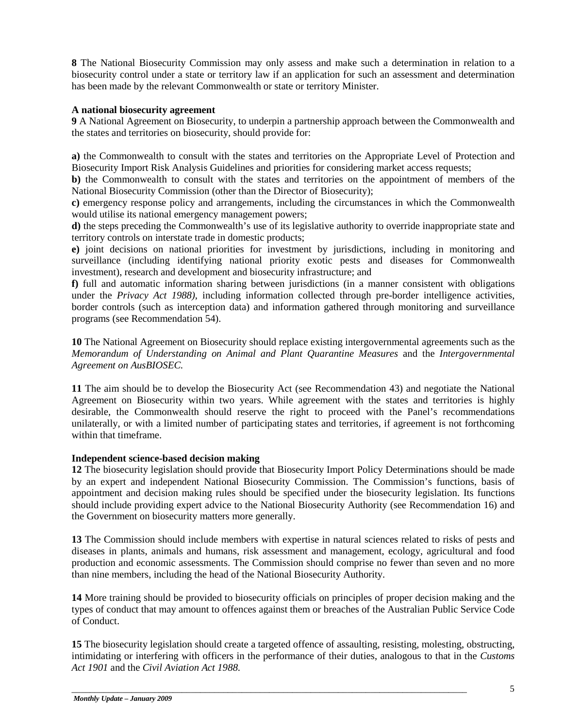**8** The National Biosecurity Commission may only assess and make such a determination in relation to a biosecurity control under a state or territory law if an application for such an assessment and determination has been made by the relevant Commonwealth or state or territory Minister.

**A national biosecurity agreement**

**9** A National Agreement on Biosecurity, to underpin a partnership approach between the Commonwealth and the states and territories on biosecurity, should provide for:

**a)** the Commonwealth to consult with the states and territories on the Appropriate Level of Protection and Biosecurity Import Risk Analysis Guidelines and priorities for considering market access requests;
**b)** the Commonwealth to consult with the states and territories on the appointment of members of the National Biosecurity Commission (other than the Director of Biosecurity);
**c)** emergency response policy and arrangements, including the circumstances in which the Commonwealth would utilise its national emergency management powers;
**d)** the steps preceding the Commonwealth's use of its legislative authority to override inappropriate state and territory controls on interstate trade in domestic products;
**e)** joint decisions on national priorities for investment by jurisdictions, including in monitoring and surveillance (including identifying national priority exotic pests and diseases for Commonwealth investment), research and development and biosecurity infrastructure; and
**f)** full and automatic information sharing between jurisdictions (in a manner consistent with obligations under the *Privacy Act 1988)*, including information collected through pre-border intelligence activities, border controls (such as interception data) and information gathered through monitoring and surveillance programs (see Recommendation 54).

**10** The National Agreement on Biosecurity should replace existing intergovernmental agreements such as the *Memorandum of Understanding on Animal and Plant Quarantine Measures* and the *Intergovernmental Agreement on AusBIOSEC.*

**11** The aim should be to develop the Biosecurity Act (see Recommendation 43) and negotiate the National Agreement on Biosecurity within two years. While agreement with the states and territories is highly desirable, the Commonwealth should reserve the right to proceed with the Panel's recommendations unilaterally, or with a limited number of participating states and territories, if agreement is not forthcoming within that timeframe.

**Independent science-based decision making**

**12** The biosecurity legislation should provide that Biosecurity Import Policy Determinations should be made by an expert and independent National Biosecurity Commission. The Commission's functions, basis of appointment and decision making rules should be specified under the biosecurity legislation. Its functions should include providing expert advice to the National Biosecurity Authority (see Recommendation 16) and the Government on biosecurity matters more generally.

**13** The Commission should include members with expertise in natural sciences related to risks of pests and diseases in plants, animals and humans, risk assessment and management, ecology, agricultural and food production and economic assessments. The Commission should comprise no fewer than seven and no more than nine members, including the head of the National Biosecurity Authority.

**14** More training should be provided to biosecurity officials on principles of proper decision making and the types of conduct that may amount to offences against them or breaches of the Australian Public Service Code of Conduct.

**15** The biosecurity legislation should create a targeted offence of assaulting, resisting, molesting, obstructing, intimidating or interfering with officers in the performance of their duties, analogous to that in the *Customs Act 1901* and the *Civil Aviation Act 1988.*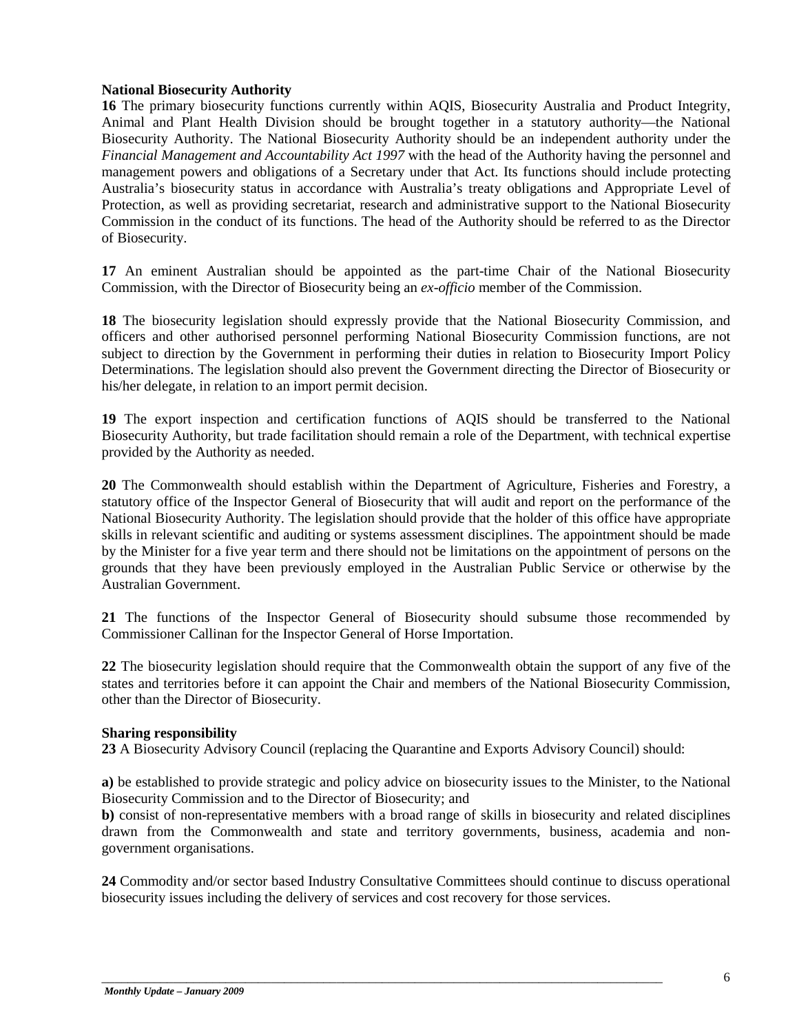**National Biosecurity Authority**

**16** The primary biosecurity functions currently within AQIS, Biosecurity Australia and Product Integrity, Animal and Plant Health Division should be brought together in a statutory authority—the National Biosecurity Authority. The National Biosecurity Authority should be an independent authority under the *Financial Management and Accountability Act 1997* with the head of the Authority having the personnel and management powers and obligations of a Secretary under that Act. Its functions should include protecting Australia's biosecurity status in accordance with Australia's treaty obligations and Appropriate Level of Protection, as well as providing secretariat, research and administrative support to the National Biosecurity Commission in the conduct of its functions. The head of the Authority should be referred to as the Director of Biosecurity.

**17** An eminent Australian should be appointed as the part-time Chair of the National Biosecurity Commission, with the Director of Biosecurity being an *ex-officio* member of the Commission.

**18** The biosecurity legislation should expressly provide that the National Biosecurity Commission, and officers and other authorised personnel performing National Biosecurity Commission functions, are not subject to direction by the Government in performing their duties in relation to Biosecurity Import Policy Determinations. The legislation should also prevent the Government directing the Director of Biosecurity or his/her delegate, in relation to an import permit decision.

**19** The export inspection and certification functions of AQIS should be transferred to the National Biosecurity Authority, but trade facilitation should remain a role of the Department, with technical expertise provided by the Authority as needed.

**20** The Commonwealth should establish within the Department of Agriculture, Fisheries and Forestry, a statutory office of the Inspector General of Biosecurity that will audit and report on the performance of the National Biosecurity Authority. The legislation should provide that the holder of this office have appropriate skills in relevant scientific and auditing or systems assessment disciplines. The appointment should be made by the Minister for a five year term and there should not be limitations on the appointment of persons on the grounds that they have been previously employed in the Australian Public Service or otherwise by the Australian Government.

**21** The functions of the Inspector General of Biosecurity should subsume those recommended by Commissioner Callinan for the Inspector General of Horse Importation.

**22** The biosecurity legislation should require that the Commonwealth obtain the support of any five of the states and territories before it can appoint the Chair and members of the National Biosecurity Commission, other than the Director of Biosecurity.

**Sharing responsibility**

**23** A Biosecurity Advisory Council (replacing the Quarantine and Exports Advisory Council) should:

**a)** be established to provide strategic and policy advice on biosecurity issues to the Minister, to the National Biosecurity Commission and to the Director of Biosecurity; and

**b)** consist of non-representative members with a broad range of skills in biosecurity and related disciplines drawn from the Commonwealth and state and territory governments, business, academia and non-government organisations.

**24** Commodity and/or sector based Industry Consultative Committees should continue to discuss operational biosecurity issues including the delivery of services and cost recovery for those services.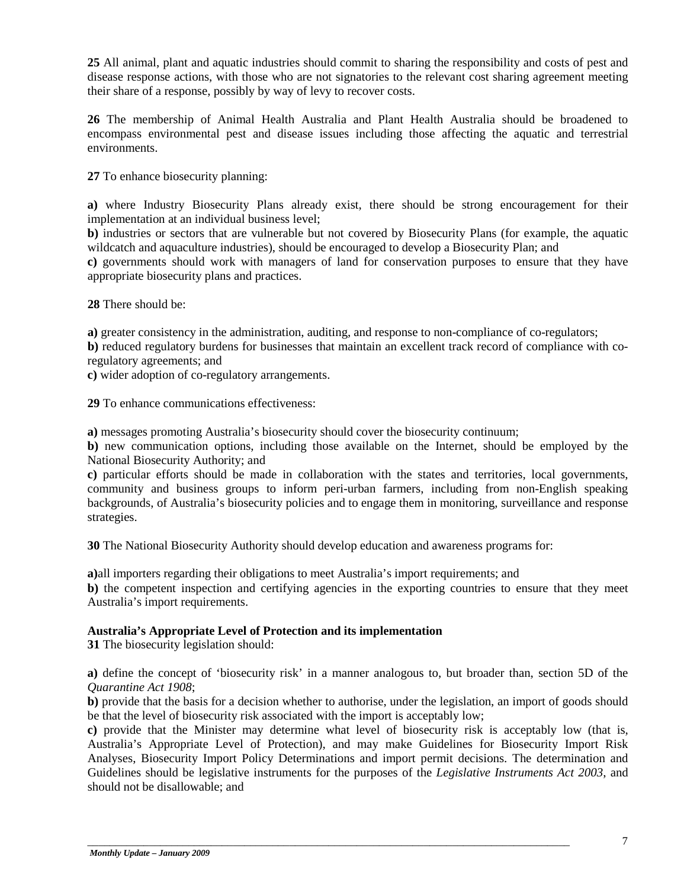**25** All animal, plant and aquatic industries should commit to sharing the responsibility and costs of pest and disease response actions, with those who are not signatories to the relevant cost sharing agreement meeting their share of a response, possibly by way of levy to recover costs.

**26** The membership of Animal Health Australia and Plant Health Australia should be broadened to encompass environmental pest and disease issues including those affecting the aquatic and terrestrial environments.

**27** To enhance biosecurity planning:

**a)** where Industry Biosecurity Plans already exist, there should be strong encouragement for their implementation at an individual business level;
**b)** industries or sectors that are vulnerable but not covered by Biosecurity Plans (for example, the aquatic wildcatch and aquaculture industries), should be encouraged to develop a Biosecurity Plan; and
**c)** governments should work with managers of land for conservation purposes to ensure that they have appropriate biosecurity plans and practices.

**28** There should be:

**a)** greater consistency in the administration, auditing, and response to non-compliance of co-regulators;
**b)** reduced regulatory burdens for businesses that maintain an excellent track record of compliance with co-regulatory agreements; and
**c)** wider adoption of co-regulatory arrangements.

**29** To enhance communications effectiveness:

**a)** messages promoting Australia's biosecurity should cover the biosecurity continuum;
**b)** new communication options, including those available on the Internet, should be employed by the National Biosecurity Authority; and
**c)** particular efforts should be made in collaboration with the states and territories, local governments, community and business groups to inform peri-urban farmers, including from non-English speaking backgrounds, of Australia's biosecurity policies and to engage them in monitoring, surveillance and response strategies.

**30** The National Biosecurity Authority should develop education and awareness programs for:

**a)** all importers regarding their obligations to meet Australia's import requirements; and
**b)** the competent inspection and certifying agencies in the exporting countries to ensure that they meet Australia's import requirements.

**Australia's Appropriate Level of Protection and its implementation**

**31** The biosecurity legislation should:

**a)** define the concept of 'biosecurity risk' in a manner analogous to, but broader than, section 5D of the *Quarantine Act 1908*;
**b)** provide that the basis for a decision whether to authorise, under the legislation, an import of goods should be that the level of biosecurity risk associated with the import is acceptably low;
**c)** provide that the Minister may determine what level of biosecurity risk is acceptably low (that is, Australia's Appropriate Level of Protection), and may make Guidelines for Biosecurity Import Risk Analyses, Biosecurity Import Policy Determinations and import permit decisions. The determination and Guidelines should be legislative instruments for the purposes of the *Legislative Instruments Act 2003*, and should not be disallowable; and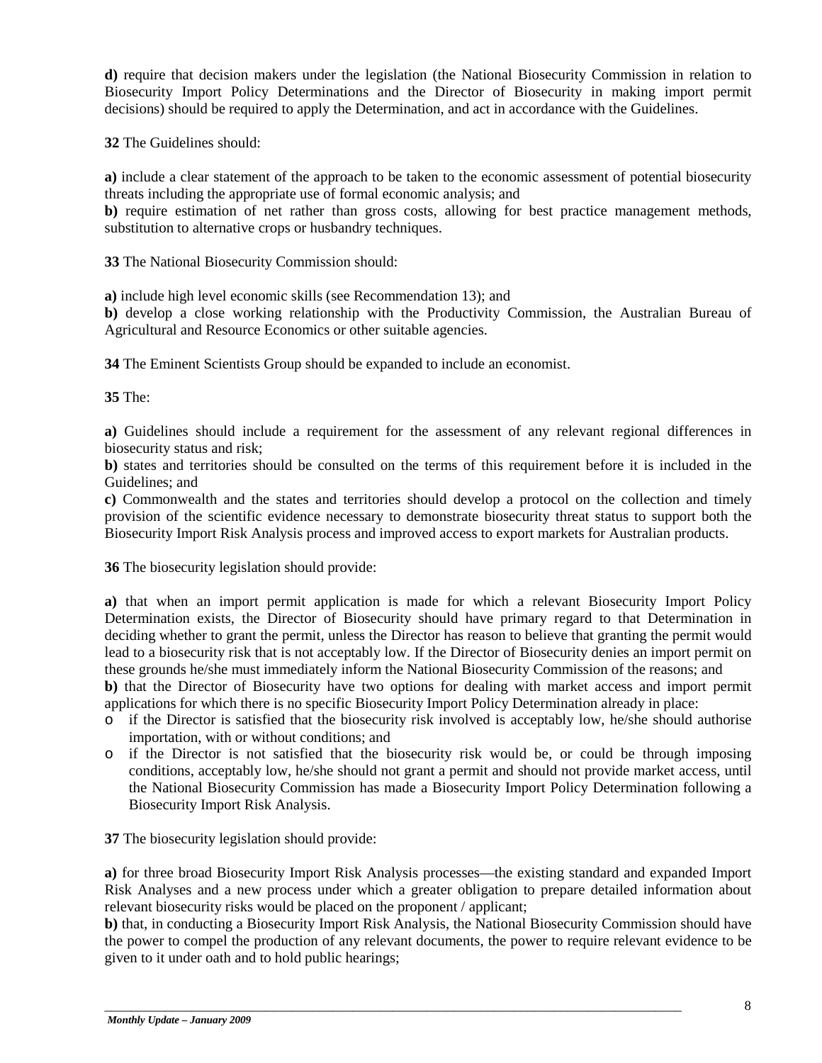**d)** require that decision makers under the legislation (the National Biosecurity Commission in relation to Biosecurity Import Policy Determinations and the Director of Biosecurity in making import permit decisions) should be required to apply the Determination, and act in accordance with the Guidelines.

**32** The Guidelines should:

**a)** include a clear statement of the approach to be taken to the economic assessment of potential biosecurity threats including the appropriate use of formal economic analysis; and
**b)** require estimation of net rather than gross costs, allowing for best practice management methods, substitution to alternative crops or husbandry techniques.

**33** The National Biosecurity Commission should:

**a)** include high level economic skills (see Recommendation 13); and
**b)** develop a close working relationship with the Productivity Commission, the Australian Bureau of Agricultural and Resource Economics or other suitable agencies.

**34** The Eminent Scientists Group should be expanded to include an economist.

**35** The:

**a)** Guidelines should include a requirement for the assessment of any relevant regional differences in biosecurity status and risk;
**b)** states and territories should be consulted on the terms of this requirement before it is included in the Guidelines; and
**c)** Commonwealth and the states and territories should develop a protocol on the collection and timely provision of the scientific evidence necessary to demonstrate biosecurity threat status to support both the Biosecurity Import Risk Analysis process and improved access to export markets for Australian products.

**36** The biosecurity legislation should provide:

**a)** that when an import permit application is made for which a relevant Biosecurity Import Policy Determination exists, the Director of Biosecurity should have primary regard to that Determination in deciding whether to grant the permit, unless the Director has reason to believe that granting the permit would lead to a biosecurity risk that is not acceptably low. If the Director of Biosecurity denies an import permit on these grounds he/she must immediately inform the National Biosecurity Commission of the reasons; and
**b)** that the Director of Biosecurity have two options for dealing with market access and import permit applications for which there is no specific Biosecurity Import Policy Determination already in place:

- if the Director is satisfied that the biosecurity risk involved is acceptably low, he/she should authorise importation, with or without conditions; and
- if the Director is not satisfied that the biosecurity risk would be, or could be through imposing conditions, acceptably low, he/she should not grant a permit and should not provide market access, until the National Biosecurity Commission has made a Biosecurity Import Policy Determination following a Biosecurity Import Risk Analysis.

**37** The biosecurity legislation should provide:

**a)** for three broad Biosecurity Import Risk Analysis processes—the existing standard and expanded Import Risk Analyses and a new process under which a greater obligation to prepare detailed information about relevant biosecurity risks would be placed on the proponent / applicant;
**b)** that, in conducting a Biosecurity Import Risk Analysis, the National Biosecurity Commission should have the power to compel the production of any relevant documents, the power to require relevant evidence to be given to it under oath and to hold public hearings;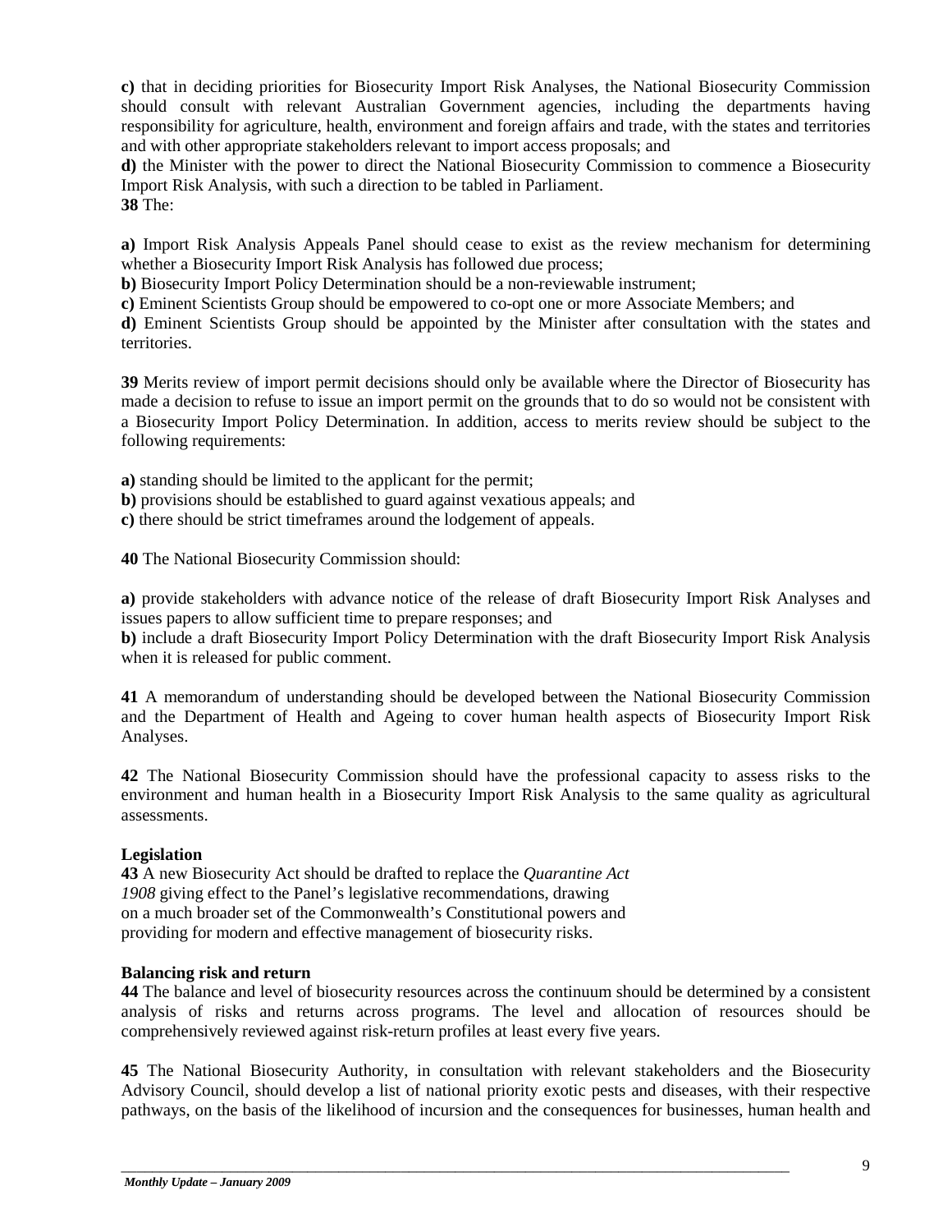**c)** that in deciding priorities for Biosecurity Import Risk Analyses, the National Biosecurity Commission should consult with relevant Australian Government agencies, including the departments having responsibility for agriculture, health, environment and foreign affairs and trade, with the states and territories and with other appropriate stakeholders relevant to import access proposals; and

**d)** the Minister with the power to direct the National Biosecurity Commission to commence a Biosecurity Import Risk Analysis, with such a direction to be tabled in Parliament.

**38** The:

**a)** Import Risk Analysis Appeals Panel should cease to exist as the review mechanism for determining whether a Biosecurity Import Risk Analysis has followed due process;

**b)** Biosecurity Import Policy Determination should be a non-reviewable instrument;

**c)** Eminent Scientists Group should be empowered to co-opt one or more Associate Members; and

**d)** Eminent Scientists Group should be appointed by the Minister after consultation with the states and territories.

**39** Merits review of import permit decisions should only be available where the Director of Biosecurity has made a decision to refuse to issue an import permit on the grounds that to do so would not be consistent with a Biosecurity Import Policy Determination. In addition, access to merits review should be subject to the following requirements:

**a)** standing should be limited to the applicant for the permit;

**b)** provisions should be established to guard against vexatious appeals; and

**c)** there should be strict timeframes around the lodgement of appeals.

**40** The National Biosecurity Commission should:

**a)** provide stakeholders with advance notice of the release of draft Biosecurity Import Risk Analyses and issues papers to allow sufficient time to prepare responses; and

**b)** include a draft Biosecurity Import Policy Determination with the draft Biosecurity Import Risk Analysis when it is released for public comment.

**41** A memorandum of understanding should be developed between the National Biosecurity Commission and the Department of Health and Ageing to cover human health aspects of Biosecurity Import Risk Analyses.

**42** The National Biosecurity Commission should have the professional capacity to assess risks to the environment and human health in a Biosecurity Import Risk Analysis to the same quality as agricultural assessments.

**Legislation**

**43** A new Biosecurity Act should be drafted to replace the *Quarantine Act 1908* giving effect to the Panel's legislative recommendations, drawing on a much broader set of the Commonwealth's Constitutional powers and providing for modern and effective management of biosecurity risks.

**Balancing risk and return**

**44** The balance and level of biosecurity resources across the continuum should be determined by a consistent analysis of risks and returns across programs. The level and allocation of resources should be comprehensively reviewed against risk-return profiles at least every five years.

**45** The National Biosecurity Authority, in consultation with relevant stakeholders and the Biosecurity Advisory Council, should develop a list of national priority exotic pests and diseases, with their respective pathways, on the basis of the likelihood of incursion and the consequences for businesses, human health and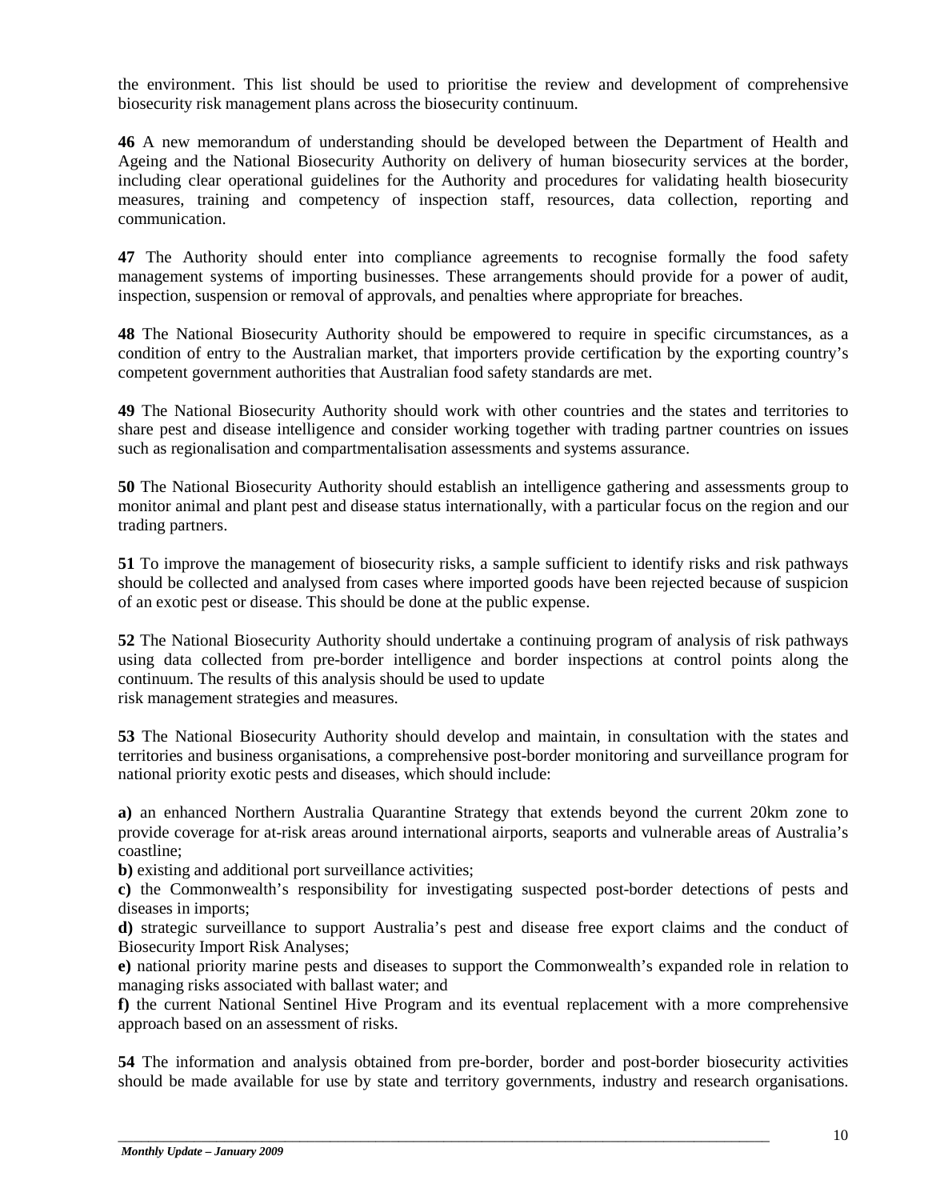the environment. This list should be used to prioritise the review and development of comprehensive biosecurity risk management plans across the biosecurity continuum.

**46** A new memorandum of understanding should be developed between the Department of Health and Ageing and the National Biosecurity Authority on delivery of human biosecurity services at the border, including clear operational guidelines for the Authority and procedures for validating health biosecurity measures, training and competency of inspection staff, resources, data collection, reporting and communication.

**47** The Authority should enter into compliance agreements to recognise formally the food safety management systems of importing businesses. These arrangements should provide for a power of audit, inspection, suspension or removal of approvals, and penalties where appropriate for breaches.

**48** The National Biosecurity Authority should be empowered to require in specific circumstances, as a condition of entry to the Australian market, that importers provide certification by the exporting country's competent government authorities that Australian food safety standards are met.

**49** The National Biosecurity Authority should work with other countries and the states and territories to share pest and disease intelligence and consider working together with trading partner countries on issues such as regionalisation and compartmentalisation assessments and systems assurance.

**50** The National Biosecurity Authority should establish an intelligence gathering and assessments group to monitor animal and plant pest and disease status internationally, with a particular focus on the region and our trading partners.

**51** To improve the management of biosecurity risks, a sample sufficient to identify risks and risk pathways should be collected and analysed from cases where imported goods have been rejected because of suspicion of an exotic pest or disease. This should be done at the public expense.

**52** The National Biosecurity Authority should undertake a continuing program of analysis of risk pathways using data collected from pre-border intelligence and border inspections at control points along the continuum. The results of this analysis should be used to update risk management strategies and measures.

**53** The National Biosecurity Authority should develop and maintain, in consultation with the states and territories and business organisations, a comprehensive post-border monitoring and surveillance program for national priority exotic pests and diseases, which should include:

**a)** an enhanced Northern Australia Quarantine Strategy that extends beyond the current 20km zone to provide coverage for at-risk areas around international airports, seaports and vulnerable areas of Australia's coastline;
**b)** existing and additional port surveillance activities;
**c)** the Commonwealth's responsibility for investigating suspected post-border detections of pests and diseases in imports;
**d)** strategic surveillance to support Australia's pest and disease free export claims and the conduct of Biosecurity Import Risk Analyses;
**e)** national priority marine pests and diseases to support the Commonwealth's expanded role in relation to managing risks associated with ballast water; and
**f)** the current National Sentinel Hive Program and its eventual replacement with a more comprehensive approach based on an assessment of risks.

**54** The information and analysis obtained from pre-border, border and post-border biosecurity activities should be made available for use by state and territory governments, industry and research organisations.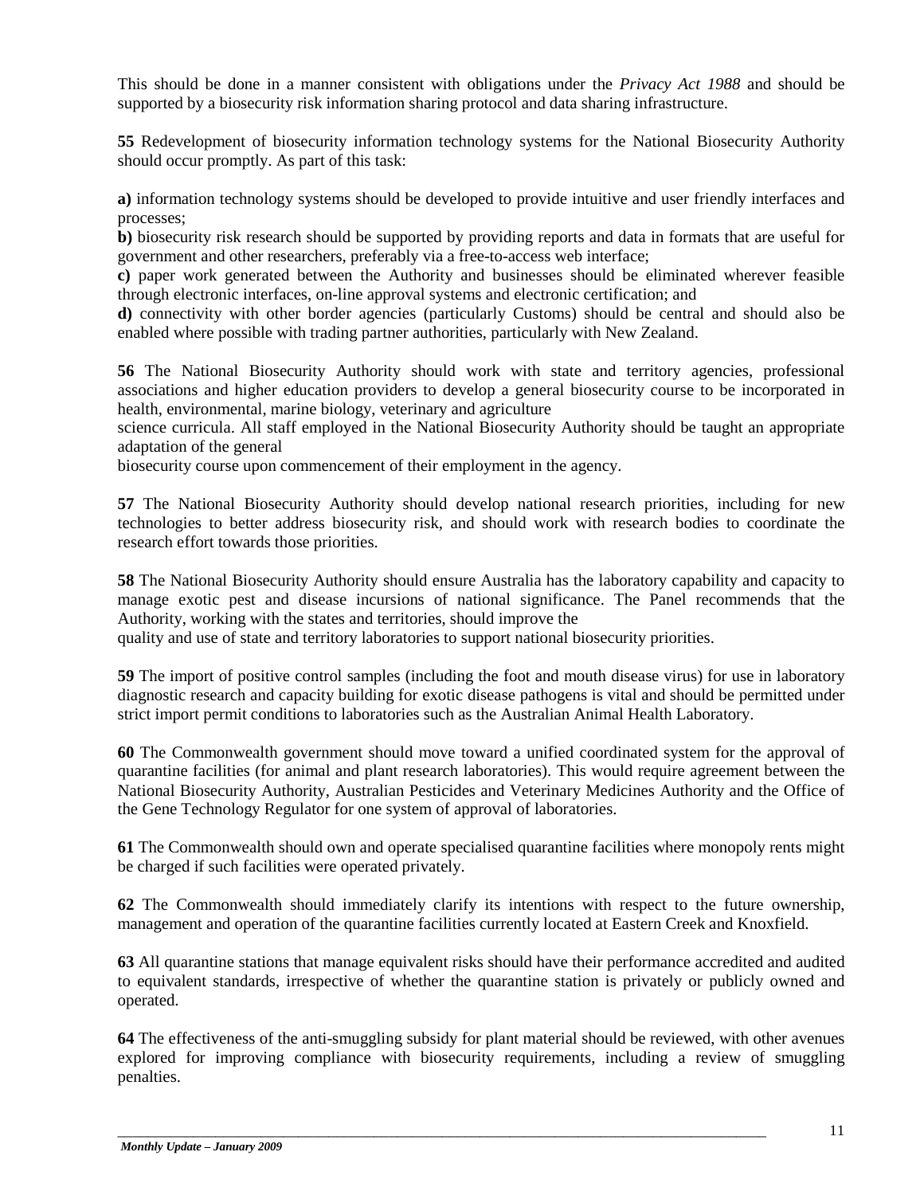This should be done in a manner consistent with obligations under the *Privacy Act 1988* and should be supported by a biosecurity risk information sharing protocol and data sharing infrastructure.

**55** Redevelopment of biosecurity information technology systems for the National Biosecurity Authority should occur promptly. As part of this task:

**a)** information technology systems should be developed to provide intuitive and user friendly interfaces and processes;
**b)** biosecurity risk research should be supported by providing reports and data in formats that are useful for government and other researchers, preferably via a free-to-access web interface;
**c)** paper work generated between the Authority and businesses should be eliminated wherever feasible through electronic interfaces, on-line approval systems and electronic certification; and
**d)** connectivity with other border agencies (particularly Customs) should be central and should also be enabled where possible with trading partner authorities, particularly with New Zealand.

**56** The National Biosecurity Authority should work with state and territory agencies, professional associations and higher education providers to develop a general biosecurity course to be incorporated in health, environmental, marine biology, veterinary and agriculture science curricula. All staff employed in the National Biosecurity Authority should be taught an appropriate adaptation of the general biosecurity course upon commencement of their employment in the agency.

**57** The National Biosecurity Authority should develop national research priorities, including for new technologies to better address biosecurity risk, and should work with research bodies to coordinate the research effort towards those priorities.

**58** The National Biosecurity Authority should ensure Australia has the laboratory capability and capacity to manage exotic pest and disease incursions of national significance. The Panel recommends that the Authority, working with the states and territories, should improve the quality and use of state and territory laboratories to support national biosecurity priorities.

**59** The import of positive control samples (including the foot and mouth disease virus) for use in laboratory diagnostic research and capacity building for exotic disease pathogens is vital and should be permitted under strict import permit conditions to laboratories such as the Australian Animal Health Laboratory.

**60** The Commonwealth government should move toward a unified coordinated system for the approval of quarantine facilities (for animal and plant research laboratories). This would require agreement between the National Biosecurity Authority, Australian Pesticides and Veterinary Medicines Authority and the Office of the Gene Technology Regulator for one system of approval of laboratories.

**61** The Commonwealth should own and operate specialised quarantine facilities where monopoly rents might be charged if such facilities were operated privately.

**62** The Commonwealth should immediately clarify its intentions with respect to the future ownership, management and operation of the quarantine facilities currently located at Eastern Creek and Knoxfield.

**63** All quarantine stations that manage equivalent risks should have their performance accredited and audited to equivalent standards, irrespective of whether the quarantine station is privately or publicly owned and operated.

**64** The effectiveness of the anti-smuggling subsidy for plant material should be reviewed, with other avenues explored for improving compliance with biosecurity requirements, including a review of smuggling penalties.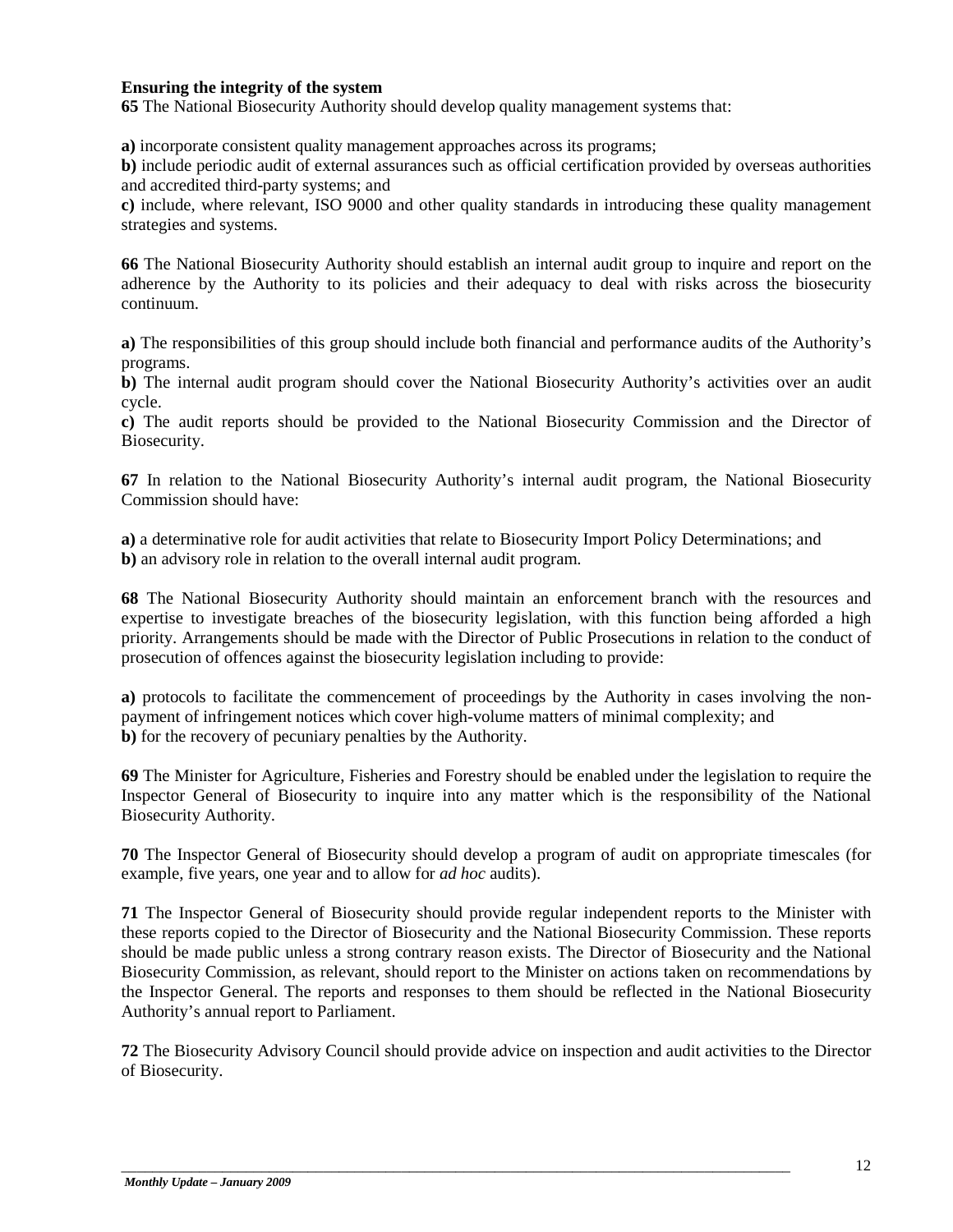**Ensuring the integrity of the system**

**65** The National Biosecurity Authority should develop quality management systems that:

**a)** incorporate consistent quality management approaches across its programs;
**b)** include periodic audit of external assurances such as official certification provided by overseas authorities and accredited third-party systems; and
**c)** include, where relevant, ISO 9000 and other quality standards in introducing these quality management strategies and systems.

**66** The National Biosecurity Authority should establish an internal audit group to inquire and report on the adherence by the Authority to its policies and their adequacy to deal with risks across the biosecurity continuum.

**a)** The responsibilities of this group should include both financial and performance audits of the Authority's programs.
**b)** The internal audit program should cover the National Biosecurity Authority's activities over an audit cycle.
**c)** The audit reports should be provided to the National Biosecurity Commission and the Director of Biosecurity.

**67** In relation to the National Biosecurity Authority's internal audit program, the National Biosecurity Commission should have:

**a)** a determinative role for audit activities that relate to Biosecurity Import Policy Determinations; and
**b)** an advisory role in relation to the overall internal audit program.

**68** The National Biosecurity Authority should maintain an enforcement branch with the resources and expertise to investigate breaches of the biosecurity legislation, with this function being afforded a high priority. Arrangements should be made with the Director of Public Prosecutions in relation to the conduct of prosecution of offences against the biosecurity legislation including to provide:

**a)** protocols to facilitate the commencement of proceedings by the Authority in cases involving the non-payment of infringement notices which cover high-volume matters of minimal complexity; and
**b)** for the recovery of pecuniary penalties by the Authority.

**69** The Minister for Agriculture, Fisheries and Forestry should be enabled under the legislation to require the Inspector General of Biosecurity to inquire into any matter which is the responsibility of the National Biosecurity Authority.

**70** The Inspector General of Biosecurity should develop a program of audit on appropriate timescales (for example, five years, one year and to allow for *ad hoc* audits).

**71** The Inspector General of Biosecurity should provide regular independent reports to the Minister with these reports copied to the Director of Biosecurity and the National Biosecurity Commission. These reports should be made public unless a strong contrary reason exists. The Director of Biosecurity and the National Biosecurity Commission, as relevant, should report to the Minister on actions taken on recommendations by the Inspector General. The reports and responses to them should be reflected in the National Biosecurity Authority's annual report to Parliament.

**72** The Biosecurity Advisory Council should provide advice on inspection and audit activities to the Director of Biosecurity.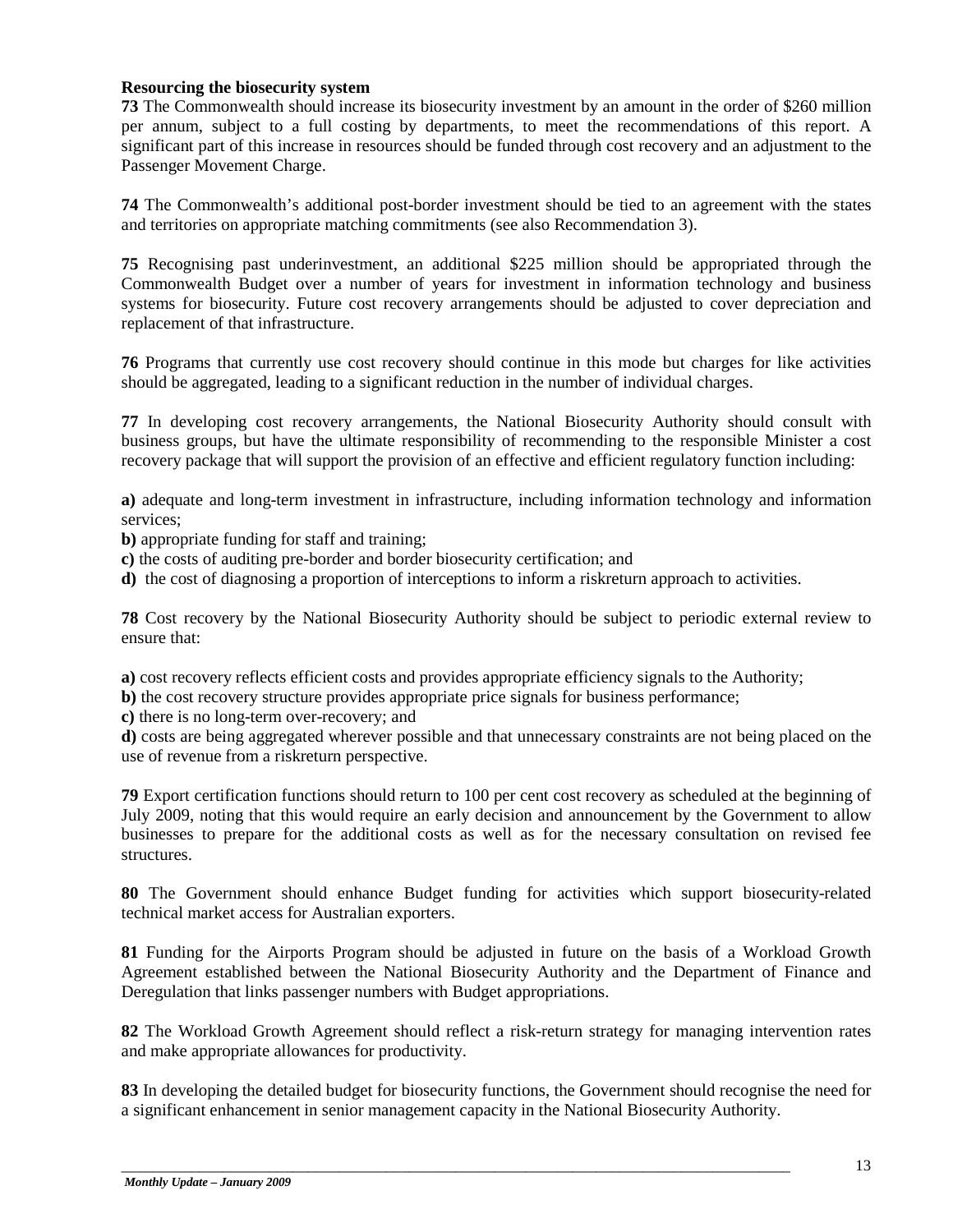**Resourcing the biosecurity system**

**73** The Commonwealth should increase its biosecurity investment by an amount in the order of $260 million per annum, subject to a full costing by departments, to meet the recommendations of this report. A significant part of this increase in resources should be funded through cost recovery and an adjustment to the Passenger Movement Charge.

**74** The Commonwealth's additional post-border investment should be tied to an agreement with the states and territories on appropriate matching commitments (see also Recommendation 3).

**75** Recognising past underinvestment, an additional $225 million should be appropriated through the Commonwealth Budget over a number of years for investment in information technology and business systems for biosecurity. Future cost recovery arrangements should be adjusted to cover depreciation and replacement of that infrastructure.

**76** Programs that currently use cost recovery should continue in this mode but charges for like activities should be aggregated, leading to a significant reduction in the number of individual charges.

**77** In developing cost recovery arrangements, the National Biosecurity Authority should consult with business groups, but have the ultimate responsibility of recommending to the responsible Minister a cost recovery package that will support the provision of an effective and efficient regulatory function including:

**a)** adequate and long-term investment in infrastructure, including information technology and information services;
**b)** appropriate funding for staff and training;
**c)** the costs of auditing pre-border and border biosecurity certification; and
**d)** the cost of diagnosing a proportion of interceptions to inform a riskreturn approach to activities.

**78** Cost recovery by the National Biosecurity Authority should be subject to periodic external review to ensure that:

**a)** cost recovery reflects efficient costs and provides appropriate efficiency signals to the Authority;
**b)** the cost recovery structure provides appropriate price signals for business performance;
**c)** there is no long-term over-recovery; and
**d)** costs are being aggregated wherever possible and that unnecessary constraints are not being placed on the use of revenue from a riskreturn perspective.

**79** Export certification functions should return to 100 per cent cost recovery as scheduled at the beginning of July 2009, noting that this would require an early decision and announcement by the Government to allow businesses to prepare for the additional costs as well as for the necessary consultation on revised fee structures.

**80** The Government should enhance Budget funding for activities which support biosecurity-related technical market access for Australian exporters.

**81** Funding for the Airports Program should be adjusted in future on the basis of a Workload Growth Agreement established between the National Biosecurity Authority and the Department of Finance and Deregulation that links passenger numbers with Budget appropriations.

**82** The Workload Growth Agreement should reflect a risk-return strategy for managing intervention rates and make appropriate allowances for productivity.

**83** In developing the detailed budget for biosecurity functions, the Government should recognise the need for a significant enhancement in senior management capacity in the National Biosecurity Authority.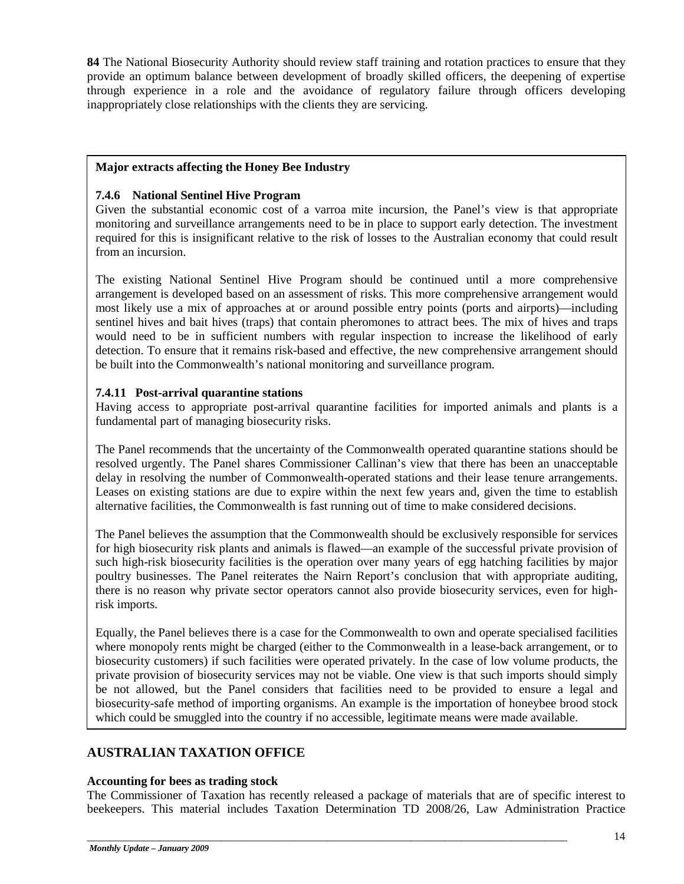**84** The National Biosecurity Authority should review staff training and rotation practices to ensure that they provide an optimum balance between development of broadly skilled officers, the deepening of expertise through experience in a role and the avoidance of regulatory failure through officers developing inappropriately close relationships with the clients they are servicing.

**Major extracts affecting the Honey Bee Industry**

**7.4.6 National Sentinel Hive Program**

Given the substantial economic cost of a varroa mite incursion, the Panel's view is that appropriate monitoring and surveillance arrangements need to be in place to support early detection. The investment required for this is insignificant relative to the risk of losses to the Australian economy that could result from an incursion.

The existing National Sentinel Hive Program should be continued until a more comprehensive arrangement is developed based on an assessment of risks. This more comprehensive arrangement would most likely use a mix of approaches at or around possible entry points (ports and airports)—including sentinel hives and bait hives (traps) that contain pheromones to attract bees. The mix of hives and traps would need to be in sufficient numbers with regular inspection to increase the likelihood of early detection. To ensure that it remains risk-based and effective, the new comprehensive arrangement should be built into the Commonwealth's national monitoring and surveillance program.

**7.4.11 Post-arrival quarantine stations**

Having access to appropriate post-arrival quarantine facilities for imported animals and plants is a fundamental part of managing biosecurity risks.

The Panel recommends that the uncertainty of the Commonwealth operated quarantine stations should be resolved urgently. The Panel shares Commissioner Callinan's view that there has been an unacceptable delay in resolving the number of Commonwealth-operated stations and their lease tenure arrangements. Leases on existing stations are due to expire within the next few years and, given the time to establish alternative facilities, the Commonwealth is fast running out of time to make considered decisions.

The Panel believes the assumption that the Commonwealth should be exclusively responsible for services for high biosecurity risk plants and animals is flawed—an example of the successful private provision of such high-risk biosecurity facilities is the operation over many years of egg hatching facilities by major poultry businesses. The Panel reiterates the Nairn Report's conclusion that with appropriate auditing, there is no reason why private sector operators cannot also provide biosecurity services, even for high-risk imports.

Equally, the Panel believes there is a case for the Commonwealth to own and operate specialised facilities where monopoly rents might be charged (either to the Commonwealth in a lease-back arrangement, or to biosecurity customers) if such facilities were operated privately. In the case of low volume products, the private provision of biosecurity services may not be viable. One view is that such imports should simply be not allowed, but the Panel considers that facilities need to be provided to ensure a legal and biosecurity-safe method of importing organisms. An example is the importation of honeybee brood stock which could be smuggled into the country if no accessible, legitimate means were made available.

## AUSTRALIAN TAXATION OFFICE

**Accounting for bees as trading stock**

The Commissioner of Taxation has recently released a package of materials that are of specific interest to beekeepers. This material includes Taxation Determination TD 2008/26, Law Administration Practice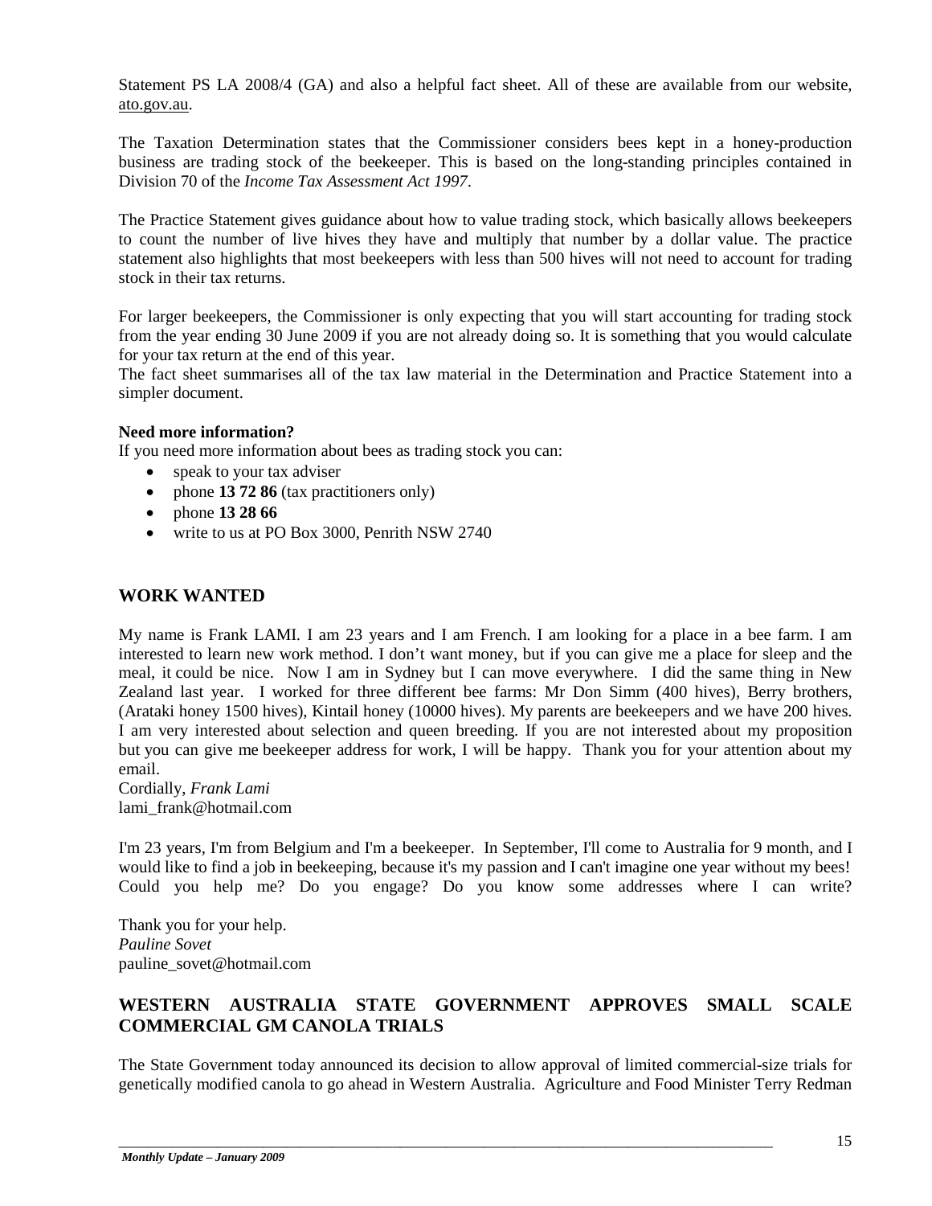Statement PS LA 2008/4 (GA) and also a helpful fact sheet. All of these are available from our website, ato.gov.au.

The Taxation Determination states that the Commissioner considers bees kept in a honey-production business are trading stock of the beekeeper. This is based on the long-standing principles contained in Division 70 of the *Income Tax Assessment Act 1997*.

The Practice Statement gives guidance about how to value trading stock, which basically allows beekeepers to count the number of live hives they have and multiply that number by a dollar value. The practice statement also highlights that most beekeepers with less than 500 hives will not need to account for trading stock in their tax returns.

For larger beekeepers, the Commissioner is only expecting that you will start accounting for trading stock from the year ending 30 June 2009 if you are not already doing so. It is something that you would calculate for your tax return at the end of this year.
The fact sheet summarises all of the tax law material in the Determination and Practice Statement into a simpler document.

**Need more information?**
If you need more information about bees as trading stock you can:

- speak to your tax adviser
- phone **13 72 86** (tax practitioners only)
- phone **13 28 66**
- write to us at PO Box 3000, Penrith NSW 2740

## WORK WANTED

My name is Frank LAMI. I am 23 years and I am French. I am looking for a place in a bee farm. I am interested to learn new work method. I don't want money, but if you can give me a place for sleep and the meal, it could be nice. Now I am in Sydney but I can move everywhere. I did the same thing in New Zealand last year. I worked for three different bee farms: Mr Don Simm (400 hives), Berry brothers, (Arataki honey 1500 hives), Kintail honey (10000 hives). My parents are beekeepers and we have 200 hives. I am very interested about selection and queen breeding. If you are not interested about my proposition but you can give me beekeeper address for work, I will be happy. Thank you for your attention about my email.
Cordially, *Frank Lami*
lami_frank@hotmail.com

I'm 23 years, I'm from Belgium and I'm a beekeeper. In September, I'll come to Australia for 9 month, and I would like to find a job in beekeeping, because it's my passion and I can't imagine one year without my bees! Could you help me? Do you engage? Do you know some addresses where I can write?

Thank you for your help.
*Pauline Sovet*
pauline_sovet@hotmail.com

## WESTERN AUSTRALIA STATE GOVERNMENT APPROVES SMALL SCALE COMMERCIAL GM CANOLA TRIALS

The State Government today announced its decision to allow approval of limited commercial-size trials for genetically modified canola to go ahead in Western Australia. Agriculture and Food Minister Terry Redman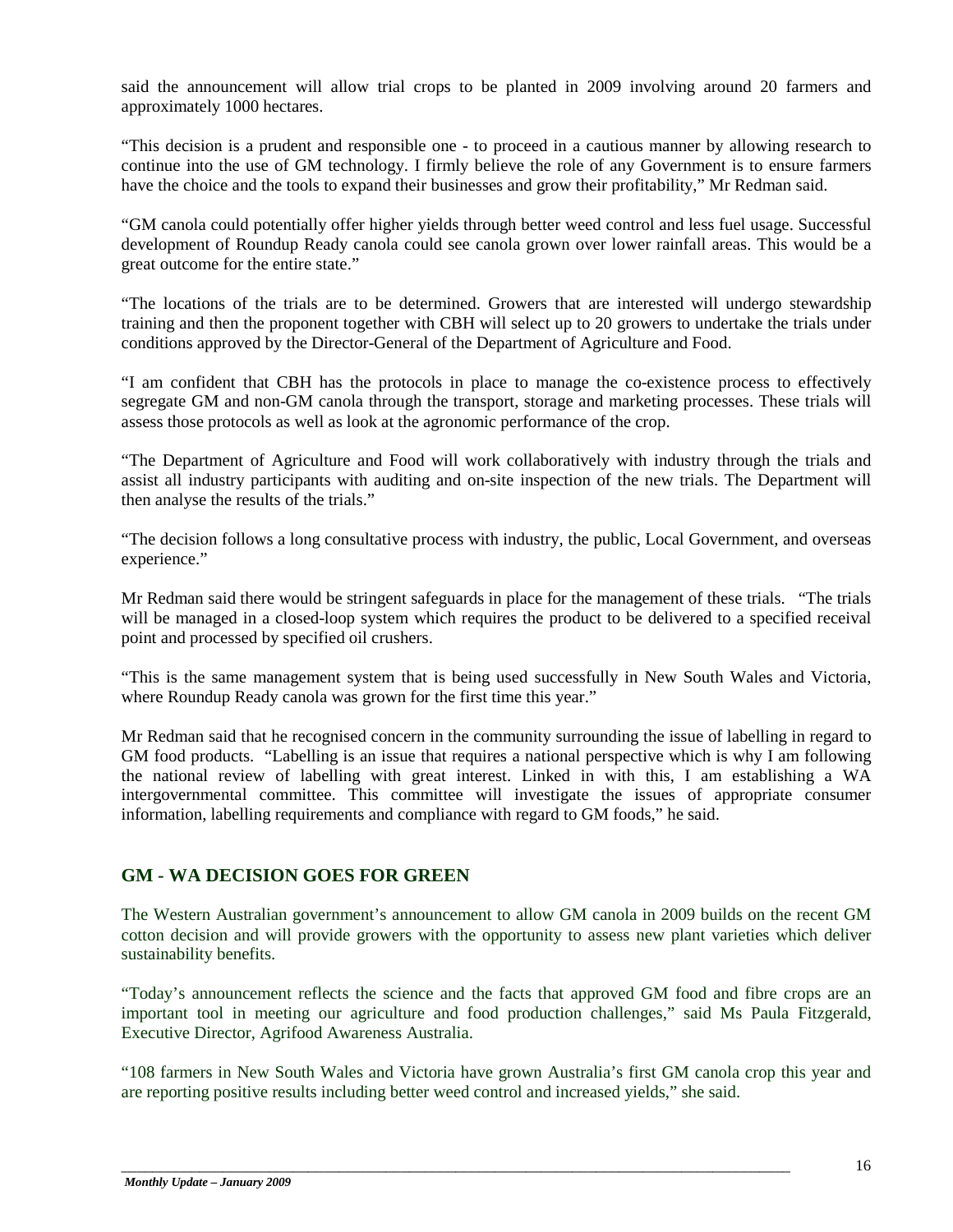said the announcement will allow trial crops to be planted in 2009 involving around 20 farmers and approximately 1000 hectares.

"This decision is a prudent and responsible one - to proceed in a cautious manner by allowing research to continue into the use of GM technology. I firmly believe the role of any Government is to ensure farmers have the choice and the tools to expand their businesses and grow their profitability," Mr Redman said.

"GM canola could potentially offer higher yields through better weed control and less fuel usage. Successful development of Roundup Ready canola could see canola grown over lower rainfall areas. This would be a great outcome for the entire state."

"The locations of the trials are to be determined. Growers that are interested will undergo stewardship training and then the proponent together with CBH will select up to 20 growers to undertake the trials under conditions approved by the Director-General of the Department of Agriculture and Food.

"I am confident that CBH has the protocols in place to manage the co-existence process to effectively segregate GM and non-GM canola through the transport, storage and marketing processes. These trials will assess those protocols as well as look at the agronomic performance of the crop.

"The Department of Agriculture and Food will work collaboratively with industry through the trials and assist all industry participants with auditing and on-site inspection of the new trials. The Department will then analyse the results of the trials."

"The decision follows a long consultative process with industry, the public, Local Government, and overseas experience."

Mr Redman said there would be stringent safeguards in place for the management of these trials. "The trials will be managed in a closed-loop system which requires the product to be delivered to a specified receival point and processed by specified oil crushers.

"This is the same management system that is being used successfully in New South Wales and Victoria, where Roundup Ready canola was grown for the first time this year."

Mr Redman said that he recognised concern in the community surrounding the issue of labelling in regard to GM food products. "Labelling is an issue that requires a national perspective which is why I am following the national review of labelling with great interest. Linked in with this, I am establishing a WA intergovernmental committee. This committee will investigate the issues of appropriate consumer information, labelling requirements and compliance with regard to GM foods," he said.

## GM - WA DECISION GOES FOR GREEN

The Western Australian government's announcement to allow GM canola in 2009 builds on the recent GM cotton decision and will provide growers with the opportunity to assess new plant varieties which deliver sustainability benefits.

"Today's announcement reflects the science and the facts that approved GM food and fibre crops are an important tool in meeting our agriculture and food production challenges," said Ms Paula Fitzgerald, Executive Director, Agrifood Awareness Australia.

"108 farmers in New South Wales and Victoria have grown Australia's first GM canola crop this year and are reporting positive results including better weed control and increased yields," she said.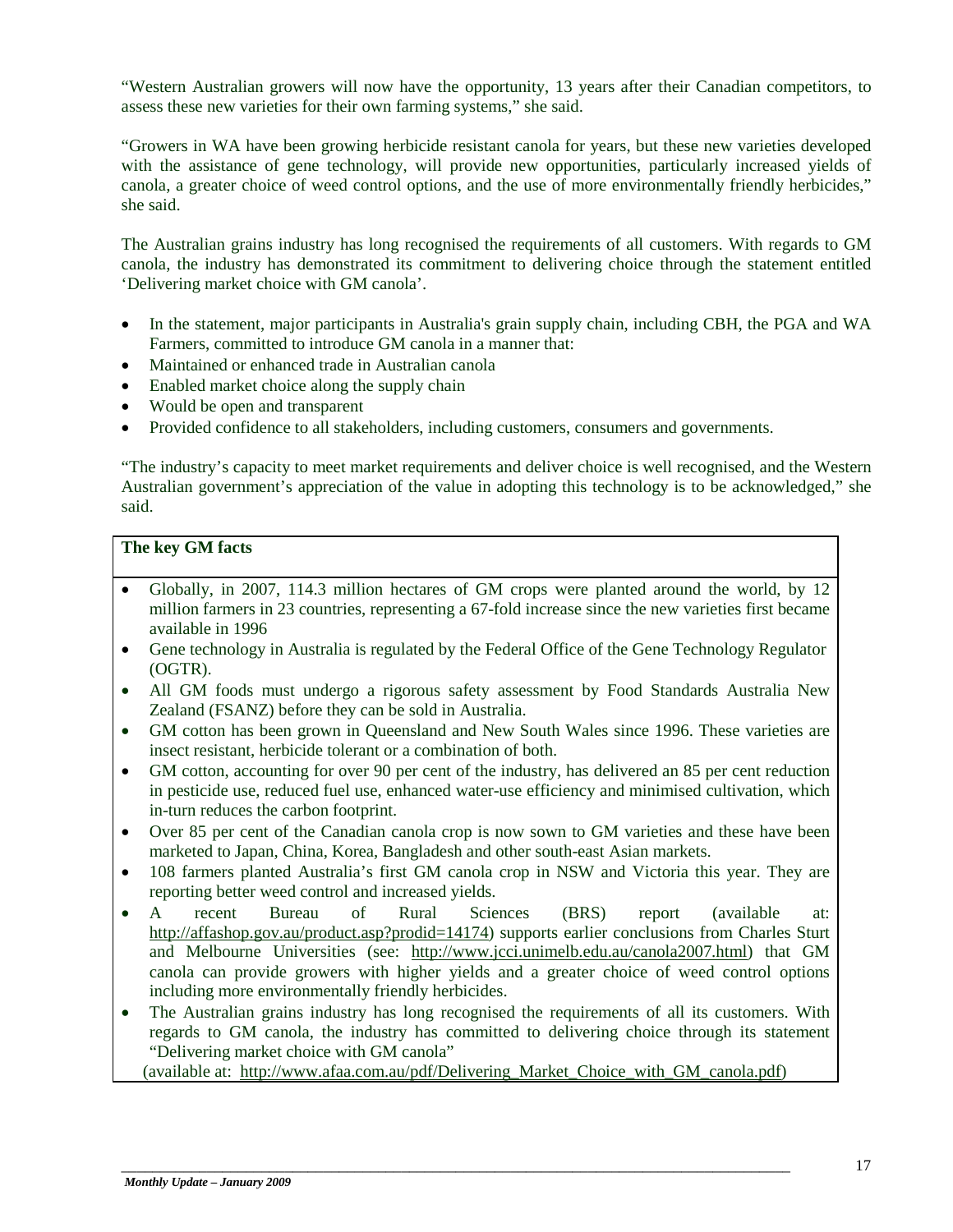"Western Australian growers will now have the opportunity, 13 years after their Canadian competitors, to assess these new varieties for their own farming systems," she said.

"Growers in WA have been growing herbicide resistant canola for years, but these new varieties developed with the assistance of gene technology, will provide new opportunities, particularly increased yields of canola, a greater choice of weed control options, and the use of more environmentally friendly herbicides," she said.

The Australian grains industry has long recognised the requirements of all customers. With regards to GM canola, the industry has demonstrated its commitment to delivering choice through the statement entitled 'Delivering market choice with GM canola'.

- In the statement, major participants in Australia's grain supply chain, including CBH, the PGA and WA Farmers, committed to introduce GM canola in a manner that:
- Maintained or enhanced trade in Australian canola
- Enabled market choice along the supply chain
- Would be open and transparent
- Provided confidence to all stakeholders, including customers, consumers and governments.

"The industry's capacity to meet market requirements and deliver choice is well recognised, and the Western Australian government's appreciation of the value in adopting this technology is to be acknowledged," she said.

**The key GM facts**

- Globally, in 2007, 114.3 million hectares of GM crops were planted around the world, by 12 million farmers in 23 countries, representing a 67-fold increase since the new varieties first became available in 1996
- Gene technology in Australia is regulated by the Federal Office of the Gene Technology Regulator (OGTR).
- All GM foods must undergo a rigorous safety assessment by Food Standards Australia New Zealand (FSANZ) before they can be sold in Australia.
- GM cotton has been grown in Queensland and New South Wales since 1996. These varieties are insect resistant, herbicide tolerant or a combination of both.
- GM cotton, accounting for over 90 per cent of the industry, has delivered an 85 per cent reduction in pesticide use, reduced fuel use, enhanced water-use efficiency and minimised cultivation, which in-turn reduces the carbon footprint.
- Over 85 per cent of the Canadian canola crop is now sown to GM varieties and these have been marketed to Japan, China, Korea, Bangladesh and other south-east Asian markets.
- 108 farmers planted Australia's first GM canola crop in NSW and Victoria this year. They are reporting better weed control and increased yields.
- A recent Bureau of Rural Sciences (BRS) report (available at: http://affashop.gov.au/product.asp?prodid=14174) supports earlier conclusions from Charles Sturt and Melbourne Universities (see: http://www.jcci.unimelb.edu.au/canola2007.html) that GM canola can provide growers with higher yields and a greater choice of weed control options including more environmentally friendly herbicides.
- The Australian grains industry has long recognised the requirements of all its customers. With regards to GM canola, the industry has committed to delivering choice through its statement "Delivering market choice with GM canola" (available at: http://www.afaa.com.au/pdf/Delivering_Market_Choice_with_GM_canola.pdf)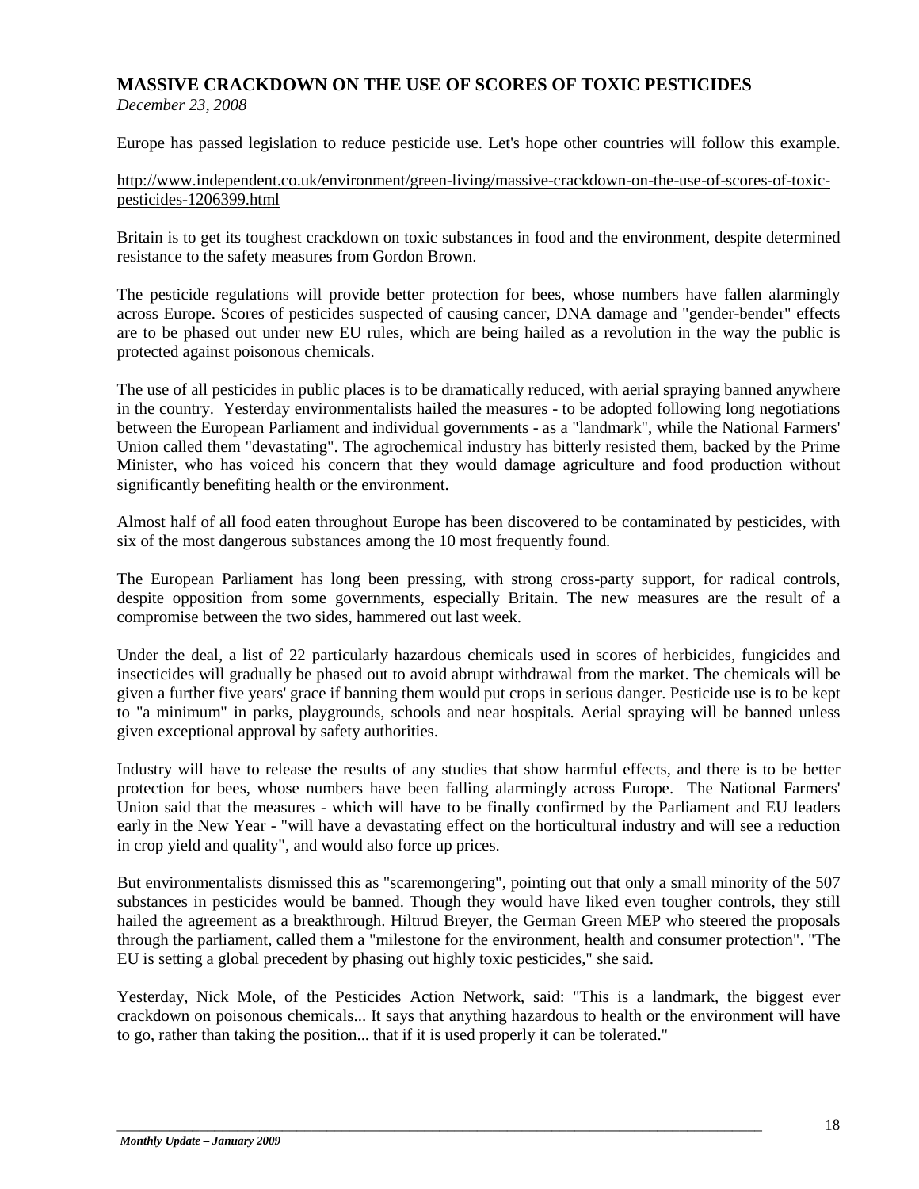## MASSIVE CRACKDOWN ON THE USE OF SCORES OF TOXIC PESTICIDES

*December 23, 2008*

Europe has passed legislation to reduce pesticide use. Let's hope other countries will follow this example.

http://www.independent.co.uk/environment/green-living/massive-crackdown-on-the-use-of-scores-of-toxic-pesticides-1206399.html

Britain is to get its toughest crackdown on toxic substances in food and the environment, despite determined resistance to the safety measures from Gordon Brown.

The pesticide regulations will provide better protection for bees, whose numbers have fallen alarmingly across Europe. Scores of pesticides suspected of causing cancer, DNA damage and "gender-bender" effects are to be phased out under new EU rules, which are being hailed as a revolution in the way the public is protected against poisonous chemicals.

The use of all pesticides in public places is to be dramatically reduced, with aerial spraying banned anywhere in the country. Yesterday environmentalists hailed the measures - to be adopted following long negotiations between the European Parliament and individual governments - as a "landmark", while the National Farmers' Union called them "devastating". The agrochemical industry has bitterly resisted them, backed by the Prime Minister, who has voiced his concern that they would damage agriculture and food production without significantly benefiting health or the environment.

Almost half of all food eaten throughout Europe has been discovered to be contaminated by pesticides, with six of the most dangerous substances among the 10 most frequently found.

The European Parliament has long been pressing, with strong cross-party support, for radical controls, despite opposition from some governments, especially Britain. The new measures are the result of a compromise between the two sides, hammered out last week.

Under the deal, a list of 22 particularly hazardous chemicals used in scores of herbicides, fungicides and insecticides will gradually be phased out to avoid abrupt withdrawal from the market. The chemicals will be given a further five years' grace if banning them would put crops in serious danger. Pesticide use is to be kept to "a minimum" in parks, playgrounds, schools and near hospitals. Aerial spraying will be banned unless given exceptional approval by safety authorities.

Industry will have to release the results of any studies that show harmful effects, and there is to be better protection for bees, whose numbers have been falling alarmingly across Europe. The National Farmers' Union said that the measures - which will have to be finally confirmed by the Parliament and EU leaders early in the New Year - "will have a devastating effect on the horticultural industry and will see a reduction in crop yield and quality", and would also force up prices.

But environmentalists dismissed this as "scaremongering", pointing out that only a small minority of the 507 substances in pesticides would be banned. Though they would have liked even tougher controls, they still hailed the agreement as a breakthrough. Hiltrud Breyer, the German Green MEP who steered the proposals through the parliament, called them a "milestone for the environment, health and consumer protection". "The EU is setting a global precedent by phasing out highly toxic pesticides," she said.

Yesterday, Nick Mole, of the Pesticides Action Network, said: "This is a landmark, the biggest ever crackdown on poisonous chemicals... It says that anything hazardous to health or the environment will have to go, rather than taking the position... that if it is used properly it can be tolerated."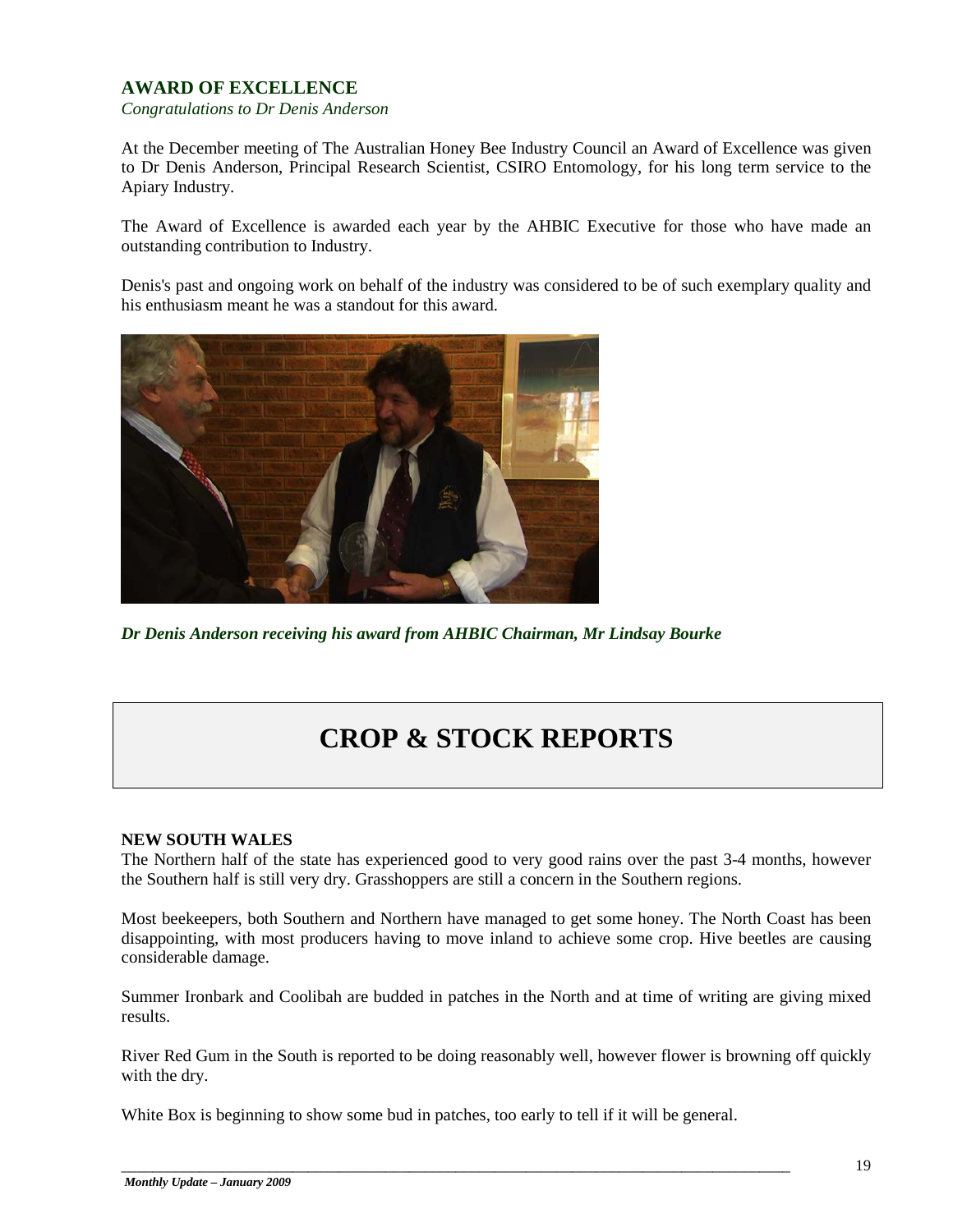## AWARD OF EXCELLENCE

*Congratulations to Dr Denis Anderson*

At the December meeting of The Australian Honey Bee Industry Council an Award of Excellence was given to Dr Denis Anderson, Principal Research Scientist, CSIRO Entomology, for his long term service to the Apiary Industry.

The Award of Excellence is awarded each year by the AHBIC Executive for those who have made an outstanding contribution to Industry.

Denis's past and ongoing work on behalf of the industry was considered to be of such exemplary quality and his enthusiasm meant he was a standout for this award.

***Dr Denis Anderson receiving his award from AHBIC Chairman, Mr Lindsay Bourke***

# CROP & STOCK REPORTS

**NEW SOUTH WALES**

The Northern half of the state has experienced good to very good rains over the past 3-4 months, however the Southern half is still very dry. Grasshoppers are still a concern in the Southern regions.

Most beekeepers, both Southern and Northern have managed to get some honey. The North Coast has been disappointing, with most producers having to move inland to achieve some crop. Hive beetles are causing considerable damage.

Summer Ironbark and Coolibah are budded in patches in the North and at time of writing are giving mixed results.

River Red Gum in the South is reported to be doing reasonably well, however flower is browning off quickly with the dry.

White Box is beginning to show some bud in patches, too early to tell if it will be general.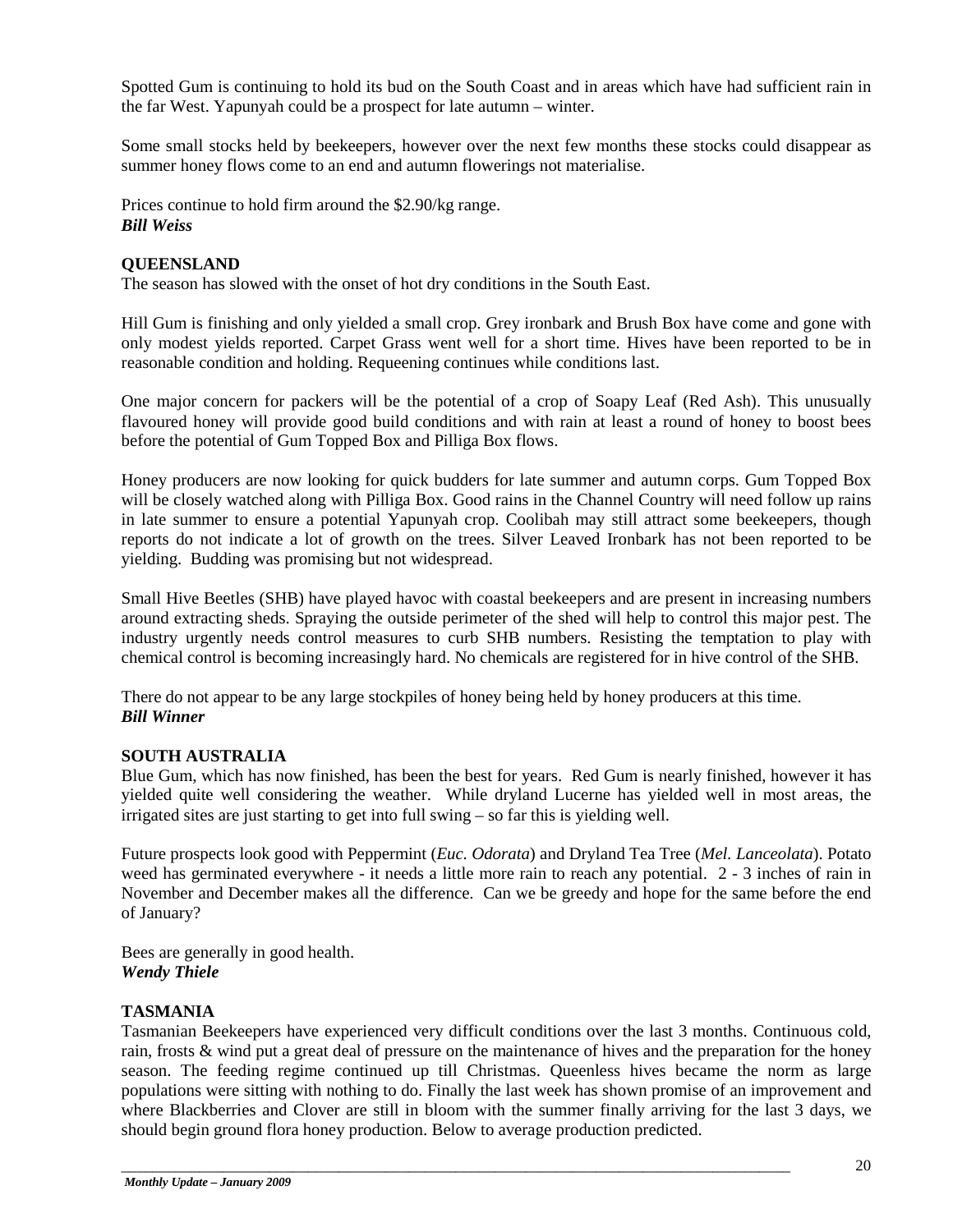Spotted Gum is continuing to hold its bud on the South Coast and in areas which have had sufficient rain in the far West. Yapunyah could be a prospect for late autumn – winter.

Some small stocks held by beekeepers, however over the next few months these stocks could disappear as summer honey flows come to an end and autumn flowerings not materialise.

Prices continue to hold firm around the $2.90/kg range.
***Bill Weiss***

**QUEENSLAND**
The season has slowed with the onset of hot dry conditions in the South East.

Hill Gum is finishing and only yielded a small crop. Grey ironbark and Brush Box have come and gone with only modest yields reported. Carpet Grass went well for a short time. Hives have been reported to be in reasonable condition and holding. Requeening continues while conditions last.

One major concern for packers will be the potential of a crop of Soapy Leaf (Red Ash). This unusually flavoured honey will provide good build conditions and with rain at least a round of honey to boost bees before the potential of Gum Topped Box and Pilliga Box flows.

Honey producers are now looking for quick budders for late summer and autumn corps. Gum Topped Box will be closely watched along with Pilliga Box. Good rains in the Channel Country will need follow up rains in late summer to ensure a potential Yapunyah crop. Coolibah may still attract some beekeepers, though reports do not indicate a lot of growth on the trees. Silver Leaved Ironbark has not been reported to be yielding. Budding was promising but not widespread.

Small Hive Beetles (SHB) have played havoc with coastal beekeepers and are present in increasing numbers around extracting sheds. Spraying the outside perimeter of the shed will help to control this major pest. The industry urgently needs control measures to curb SHB numbers. Resisting the temptation to play with chemical control is becoming increasingly hard. No chemicals are registered for in hive control of the SHB.

There do not appear to be any large stockpiles of honey being held by honey producers at this time.
***Bill Winner***

**SOUTH AUSTRALIA**
Blue Gum, which has now finished, has been the best for years. Red Gum is nearly finished, however it has yielded quite well considering the weather. While dryland Lucerne has yielded well in most areas, the irrigated sites are just starting to get into full swing – so far this is yielding well.

Future prospects look good with Peppermint (*Euc. Odorata*) and Dryland Tea Tree (*Mel. Lanceolata*). Potato weed has germinated everywhere - it needs a little more rain to reach any potential. 2 - 3 inches of rain in November and December makes all the difference. Can we be greedy and hope for the same before the end of January?

Bees are generally in good health.
***Wendy Thiele***

**TASMANIA**
Tasmanian Beekeepers have experienced very difficult conditions over the last 3 months. Continuous cold, rain, frosts & wind put a great deal of pressure on the maintenance of hives and the preparation for the honey season. The feeding regime continued up till Christmas. Queenless hives became the norm as large populations were sitting with nothing to do. Finally the last week has shown promise of an improvement and where Blackberries and Clover are still in bloom with the summer finally arriving for the last 3 days, we should begin ground flora honey production. Below to average production predicted.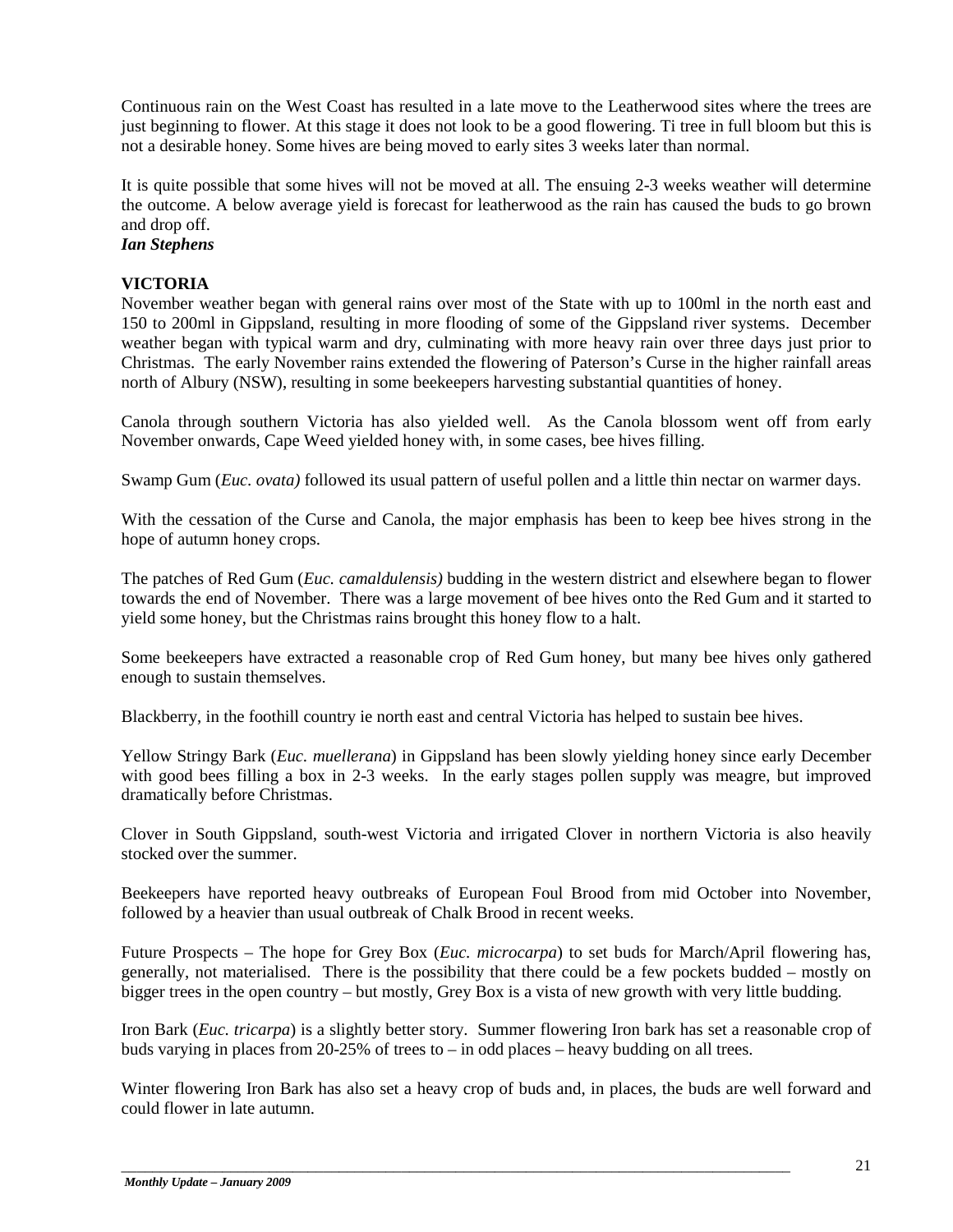Continuous rain on the West Coast has resulted in a late move to the Leatherwood sites where the trees are just beginning to flower. At this stage it does not look to be a good flowering. Ti tree in full bloom but this is not a desirable honey. Some hives are being moved to early sites 3 weeks later than normal.

It is quite possible that some hives will not be moved at all. The ensuing 2-3 weeks weather will determine the outcome. A below average yield is forecast for leatherwood as the rain has caused the buds to go brown and drop off.

***Ian Stephens***

**VICTORIA**

November weather began with general rains over most of the State with up to 100ml in the north east and 150 to 200ml in Gippsland, resulting in more flooding of some of the Gippsland river systems. December weather began with typical warm and dry, culminating with more heavy rain over three days just prior to Christmas. The early November rains extended the flowering of Paterson's Curse in the higher rainfall areas north of Albury (NSW), resulting in some beekeepers harvesting substantial quantities of honey.

Canola through southern Victoria has also yielded well. As the Canola blossom went off from early November onwards, Cape Weed yielded honey with, in some cases, bee hives filling.

Swamp Gum (*Euc. ovata)* followed its usual pattern of useful pollen and a little thin nectar on warmer days.

With the cessation of the Curse and Canola, the major emphasis has been to keep bee hives strong in the hope of autumn honey crops.

The patches of Red Gum (*Euc. camaldulensis)* budding in the western district and elsewhere began to flower towards the end of November. There was a large movement of bee hives onto the Red Gum and it started to yield some honey, but the Christmas rains brought this honey flow to a halt.

Some beekeepers have extracted a reasonable crop of Red Gum honey, but many bee hives only gathered enough to sustain themselves.

Blackberry, in the foothill country ie north east and central Victoria has helped to sustain bee hives.

Yellow Stringy Bark (*Euc. muellerana*) in Gippsland has been slowly yielding honey since early December with good bees filling a box in 2-3 weeks. In the early stages pollen supply was meagre, but improved dramatically before Christmas.

Clover in South Gippsland, south-west Victoria and irrigated Clover in northern Victoria is also heavily stocked over the summer.

Beekeepers have reported heavy outbreaks of European Foul Brood from mid October into November, followed by a heavier than usual outbreak of Chalk Brood in recent weeks.

Future Prospects – The hope for Grey Box (*Euc. microcarpa*) to set buds for March/April flowering has, generally, not materialised. There is the possibility that there could be a few pockets budded – mostly on bigger trees in the open country – but mostly, Grey Box is a vista of new growth with very little budding.

Iron Bark (*Euc. tricarpa*) is a slightly better story. Summer flowering Iron bark has set a reasonable crop of buds varying in places from 20-25% of trees to – in odd places – heavy budding on all trees.

Winter flowering Iron Bark has also set a heavy crop of buds and, in places, the buds are well forward and could flower in late autumn.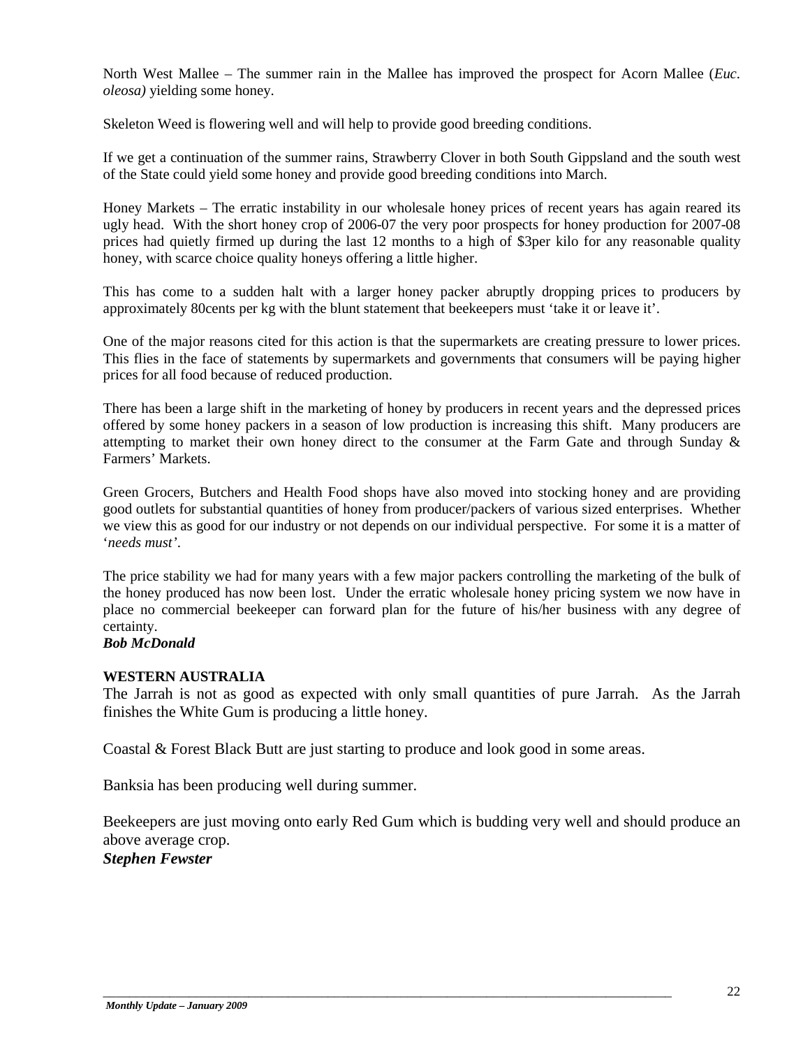North West Mallee – The summer rain in the Mallee has improved the prospect for Acorn Mallee (*Euc. oleosa)* yielding some honey.

Skeleton Weed is flowering well and will help to provide good breeding conditions.

If we get a continuation of the summer rains, Strawberry Clover in both South Gippsland and the south west of the State could yield some honey and provide good breeding conditions into March.

Honey Markets – The erratic instability in our wholesale honey prices of recent years has again reared its ugly head. With the short honey crop of 2006-07 the very poor prospects for honey production for 2007-08 prices had quietly firmed up during the last 12 months to a high of \$3per kilo for any reasonable quality honey, with scarce choice quality honeys offering a little higher.

This has come to a sudden halt with a larger honey packer abruptly dropping prices to producers by approximately 80cents per kg with the blunt statement that beekeepers must 'take it or leave it'.

One of the major reasons cited for this action is that the supermarkets are creating pressure to lower prices. This flies in the face of statements by supermarkets and governments that consumers will be paying higher prices for all food because of reduced production.

There has been a large shift in the marketing of honey by producers in recent years and the depressed prices offered by some honey packers in a season of low production is increasing this shift. Many producers are attempting to market their own honey direct to the consumer at the Farm Gate and through Sunday & Farmers' Markets.

Green Grocers, Butchers and Health Food shops have also moved into stocking honey and are providing good outlets for substantial quantities of honey from producer/packers of various sized enterprises. Whether we view this as good for our industry or not depends on our individual perspective. For some it is a matter of '*needs must*'.

The price stability we had for many years with a few major packers controlling the marketing of the bulk of the honey produced has now been lost. Under the erratic wholesale honey pricing system we now have in place no commercial beekeeper can forward plan for the future of his/her business with any degree of certainty.
***Bob McDonald***

**WESTERN AUSTRALIA**

The Jarrah is not as good as expected with only small quantities of pure Jarrah. As the Jarrah finishes the White Gum is producing a little honey.

Coastal & Forest Black Butt are just starting to produce and look good in some areas.

Banksia has been producing well during summer.

Beekeepers are just moving onto early Red Gum which is budding very well and should produce an above average crop.
***Stephen Fewster***